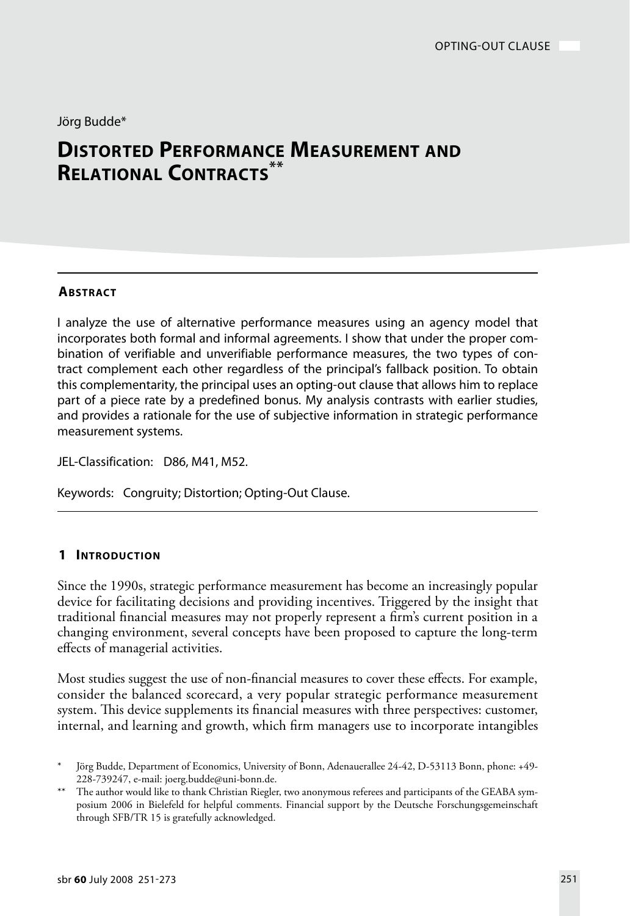Jörg Budde*

# Distorted Performance Measurement and Relational Contracts**

## Abstract

I analyze the use of alternative performance measures using an agency model that incorporates both formal and informal agreements. I show that under the proper combination of verifiable and unverifiable performance measures, the two types of contract complement each other regardless of the principal's fallback position. To obtain this complementarity, the principal uses an opting-out clause that allows him to replace part of a piece rate by a predefined bonus. My analysis contrasts with earlier studies, and provides a rationale for the use of subjective information in strategic performance measurement systems.

JEL-Classification: D86, M41, M52.

Keywords: Congruity; Distortion; Opting-Out Clause.

## 1 Introduction

Since the 1990s, strategic performance measurement has become an increasingly popular device for facilitating decisions and providing incentives. Triggered by the insight that traditional financial measures may not properly represent a firm's current position in a changing environment, several concepts have been proposed to capture the long-term effects of managerial activities.

Most studies suggest the use of non-financial measures to cover these effects. For example, consider the balanced scorecard, a very popular strategic performance measurement system. This device supplements its financial measures with three perspectives: customer, internal, and learning and growth, which firm managers use to incorporate intangibles

\* Jörg Budde, Department of Economics, University of Bonn, Adenauerallee 24-42, D-53113 Bonn, phone: +49-228-739247, e-mail: joerg.budde@uni-bonn.de.

\** The author would like to thank Christian Riegler, two anonymous referees and participants of the GEABA symposium 2006 in Bielefeld for helpful comments. Financial support by the Deutsche Forschungsgemeinschaft through SFB/TR 15 is gratefully acknowledged.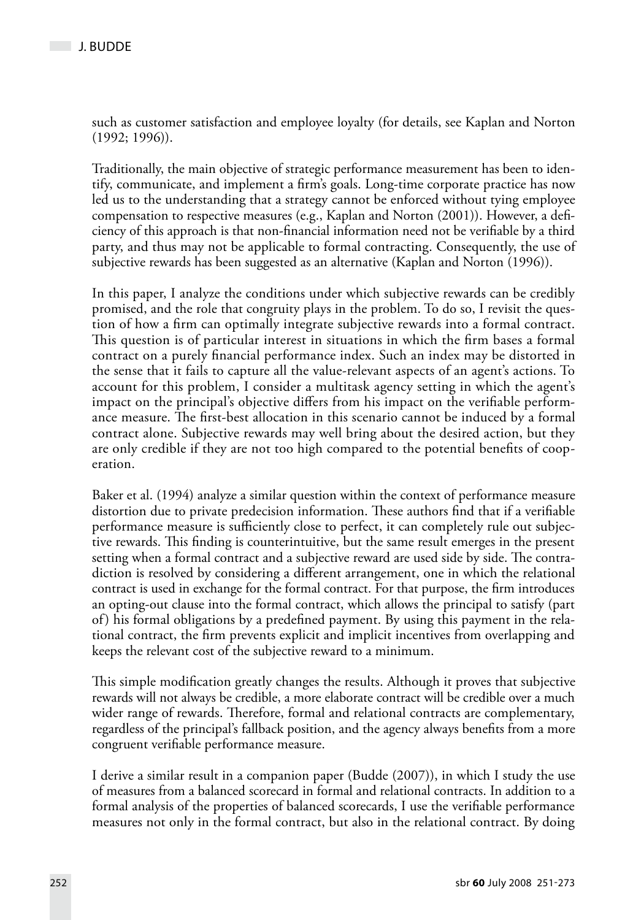such as customer satisfaction and employee loyalty (for details, see Kaplan and Norton (1992; 1996)).

Traditionally, the main objective of strategic performance measurement has been to identify, communicate, and implement a firm's goals. Long-time corporate practice has now led us to the understanding that a strategy cannot be enforced without tying employee compensation to respective measures (e.g., Kaplan and Norton (2001)). However, a deficiency of this approach is that non-financial information need not be verifiable by a third party, and thus may not be applicable to formal contracting. Consequently, the use of subjective rewards has been suggested as an alternative (Kaplan and Norton (1996)).

In this paper, I analyze the conditions under which subjective rewards can be credibly promised, and the role that congruity plays in the problem. To do so, I revisit the question of how a firm can optimally integrate subjective rewards into a formal contract. This question is of particular interest in situations in which the firm bases a formal contract on a purely financial performance index. Such an index may be distorted in the sense that it fails to capture all the value-relevant aspects of an agent's actions. To account for this problem, I consider a multitask agency setting in which the agent's impact on the principal's objective differs from his impact on the verifiable performance measure. The first-best allocation in this scenario cannot be induced by a formal contract alone. Subjective rewards may well bring about the desired action, but they are only credible if they are not too high compared to the potential benefits of cooperation.

Baker et al. (1994) analyze a similar question within the context of performance measure distortion due to private predecision information. These authors find that if a verifiable performance measure is sufficiently close to perfect, it can completely rule out subjective rewards. This finding is counterintuitive, but the same result emerges in the present setting when a formal contract and a subjective reward are used side by side. The contradiction is resolved by considering a different arrangement, one in which the relational contract is used in exchange for the formal contract. For that purpose, the firm introduces an opting-out clause into the formal contract, which allows the principal to satisfy (part of) his formal obligations by a predefined payment. By using this payment in the relational contract, the firm prevents explicit and implicit incentives from overlapping and keeps the relevant cost of the subjective reward to a minimum.

This simple modification greatly changes the results. Although it proves that subjective rewards will not always be credible, a more elaborate contract will be credible over a much wider range of rewards. Therefore, formal and relational contracts are complementary, regardless of the principal's fallback position, and the agency always benefits from a more congruent verifiable performance measure.

I derive a similar result in a companion paper (Budde (2007)), in which I study the use of measures from a balanced scorecard in formal and relational contracts. In addition to a formal analysis of the properties of balanced scorecards, I use the verifiable performance measures not only in the formal contract, but also in the relational contract. By doing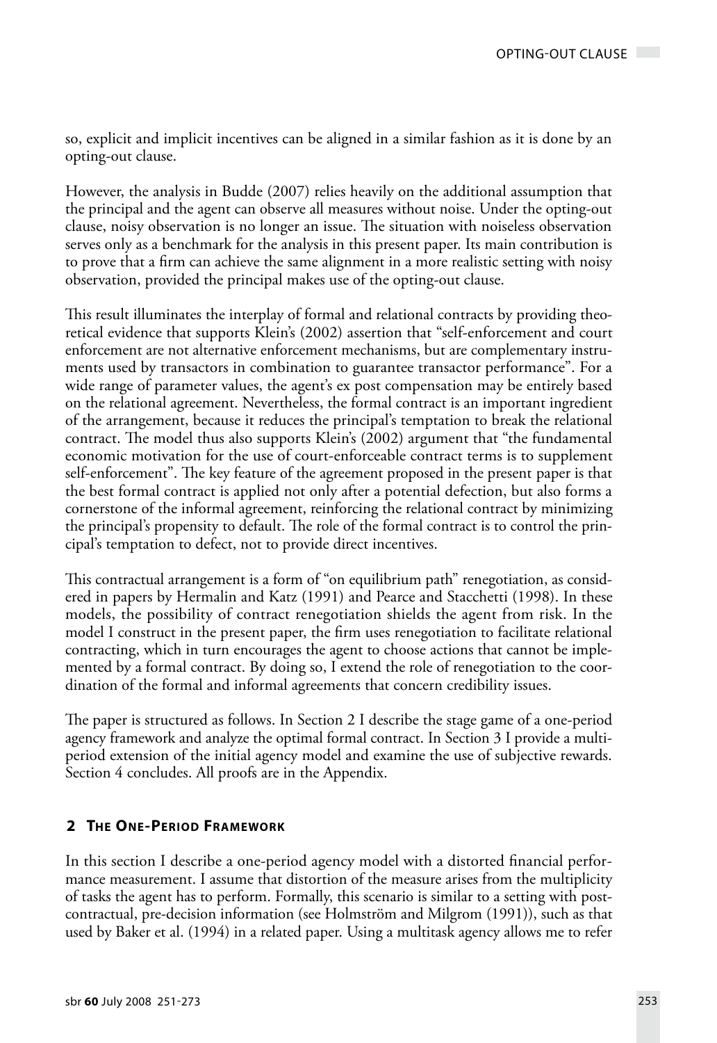so, explicit and implicit incentives can be aligned in a similar fashion as it is done by an opting-out clause.

However, the analysis in Budde (2007) relies heavily on the additional assumption that the principal and the agent can observe all measures without noise. Under the opting-out clause, noisy observation is no longer an issue. The situation with noiseless observation serves only as a benchmark for the analysis in this present paper. Its main contribution is to prove that a firm can achieve the same alignment in a more realistic setting with noisy observation, provided the principal makes use of the opting-out clause.

This result illuminates the interplay of formal and relational contracts by providing theoretical evidence that supports Klein's (2002) assertion that "self-enforcement and court enforcement are not alternative enforcement mechanisms, but are complementary instruments used by transactors in combination to guarantee transactor performance". For a wide range of parameter values, the agent's ex post compensation may be entirely based on the relational agreement. Nevertheless, the formal contract is an important ingredient of the arrangement, because it reduces the principal's temptation to break the relational contract. The model thus also supports Klein's (2002) argument that "the fundamental economic motivation for the use of court-enforceable contract terms is to supplement self-enforcement". The key feature of the agreement proposed in the present paper is that the best formal contract is applied not only after a potential defection, but also forms a cornerstone of the informal agreement, reinforcing the relational contract by minimizing the principal's propensity to default. The role of the formal contract is to control the principal's temptation to defect, not to provide direct incentives.

This contractual arrangement is a form of "on equilibrium path" renegotiation, as considered in papers by Hermalin and Katz (1991) and Pearce and Stacchetti (1998). In these models, the possibility of contract renegotiation shields the agent from risk. In the model I construct in the present paper, the firm uses renegotiation to facilitate relational contracting, which in turn encourages the agent to choose actions that cannot be implemented by a formal contract. By doing so, I extend the role of renegotiation to the coordination of the formal and informal agreements that concern credibility issues.

The paper is structured as follows. In Section 2 I describe the stage game of a one-period agency framework and analyze the optimal formal contract. In Section 3 I provide a multi-period extension of the initial agency model and examine the use of subjective rewards. Section 4 concludes. All proofs are in the Appendix.

## 2 The One-Period Framework

In this section I describe a one-period agency model with a distorted financial performance measurement. I assume that distortion of the measure arises from the multiplicity of tasks the agent has to perform. Formally, this scenario is similar to a setting with post-contractual, pre-decision information (see Holmström and Milgrom (1991)), such as that used by Baker et al. (1994) in a related paper. Using a multitask agency allows me to refer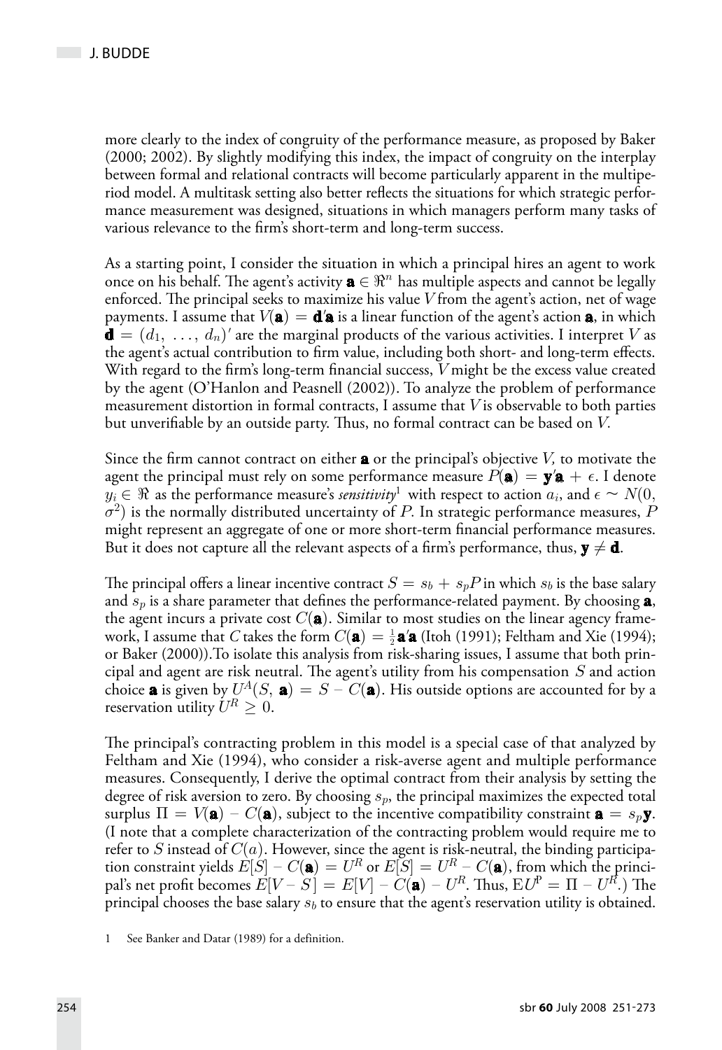more clearly to the index of congruity of the performance measure, as proposed by Baker (2000; 2002). By slightly modifying this index, the impact of congruity on the interplay between formal and relational contracts will become particularly apparent in the multiperiod model. A multitask setting also better reflects the situations for which strategic performance measurement was designed, situations in which managers perform many tasks of various relevance to the firm's short-term and long-term success.

As a starting point, I consider the situation in which a principal hires an agent to work once on his behalf. The agent's activity $\mathbf{a} \in \Re^n$ has multiple aspects and cannot be legally enforced. The principal seeks to maximize his value $V$ from the agent's action, net of wage payments. I assume that $V(\mathbf{a}) = \mathbf{d}'\mathbf{a}$ is a linear function of the agent's action $\mathbf{a}$, in which $\mathbf{d} = (d_1, \ldots, d_n)'$ are the marginal products of the various activities. I interpret $V$ as the agent's actual contribution to firm value, including both short- and long-term effects. With regard to the firm's long-term financial success, $V$ might be the excess value created by the agent (O'Hanlon and Peasnell (2002)). To analyze the problem of performance measurement distortion in formal contracts, I assume that $V$ is observable to both parties but unverifiable by an outside party. Thus, no formal contract can be based on $V$.

Since the firm cannot contract on either $\mathbf{a}$ or the principal's objective $V$, to motivate the agent the principal must rely on some performance measure $P(\mathbf{a}) = \mathbf{y}'\mathbf{a} + \epsilon$. I denote $y_i \in \Re$ as the performance measure's *sensitivity*[1] with respect to action $a_i$, and $\epsilon \sim N(0, \sigma^2)$ is the normally distributed uncertainty of $P$. In strategic performance measures, $P$ might represent an aggregate of one or more short-term financial performance measures. But it does not capture all the relevant aspects of a firm's performance, thus, $\mathbf{y} \neq \mathbf{d}$.

The principal offers a linear incentive contract $S = s_b + s_p P$ in which $s_b$ is the base salary and $s_p$ is a share parameter that defines the performance-related payment. By choosing $\mathbf{a}$, the agent incurs a private cost $C(\mathbf{a})$. Similar to most studies on the linear agency framework, I assume that $C$ takes the form $C(\mathbf{a}) = \frac{1}{2}\mathbf{a}'\mathbf{a}$ (Itoh (1991); Feltham and Xie (1994); or Baker (2000)).To isolate this analysis from risk-sharing issues, I assume that both principal and agent are risk neutral. The agent's utility from his compensation $S$ and action choice $\mathbf{a}$ is given by $U^A(S, \mathbf{a}) = S - C(\mathbf{a})$. His outside options are accounted for by a reservation utility $U^R \geq 0$.

The principal's contracting problem in this model is a special case of that analyzed by Feltham and Xie (1994), who consider a risk-averse agent and multiple performance measures. Consequently, I derive the optimal contract from their analysis by setting the degree of risk aversion to zero. By choosing $s_p$, the principal maximizes the expected total surplus $\Pi = V(\mathbf{a}) - C(\mathbf{a})$, subject to the incentive compatibility constraint $\mathbf{a} = s_p\mathbf{y}$. (I note that a complete characterization of the contracting problem would require me to refer to $S$ instead of $C(a)$. However, since the agent is risk-neutral, the binding participation constraint yields $E[S] - C(\mathbf{a}) = U^R$ or $E[S] = U^R - C(\mathbf{a})$, from which the principal's net profit becomes $E[V - S] = E[V] - C(\mathbf{a}) - U^R$. Thus, $EU^P = \Pi - U^R$.) The principal chooses the base salary $s_b$ to ensure that the agent's reservation utility is obtained.

1 See Banker and Datar (1989) for a definition.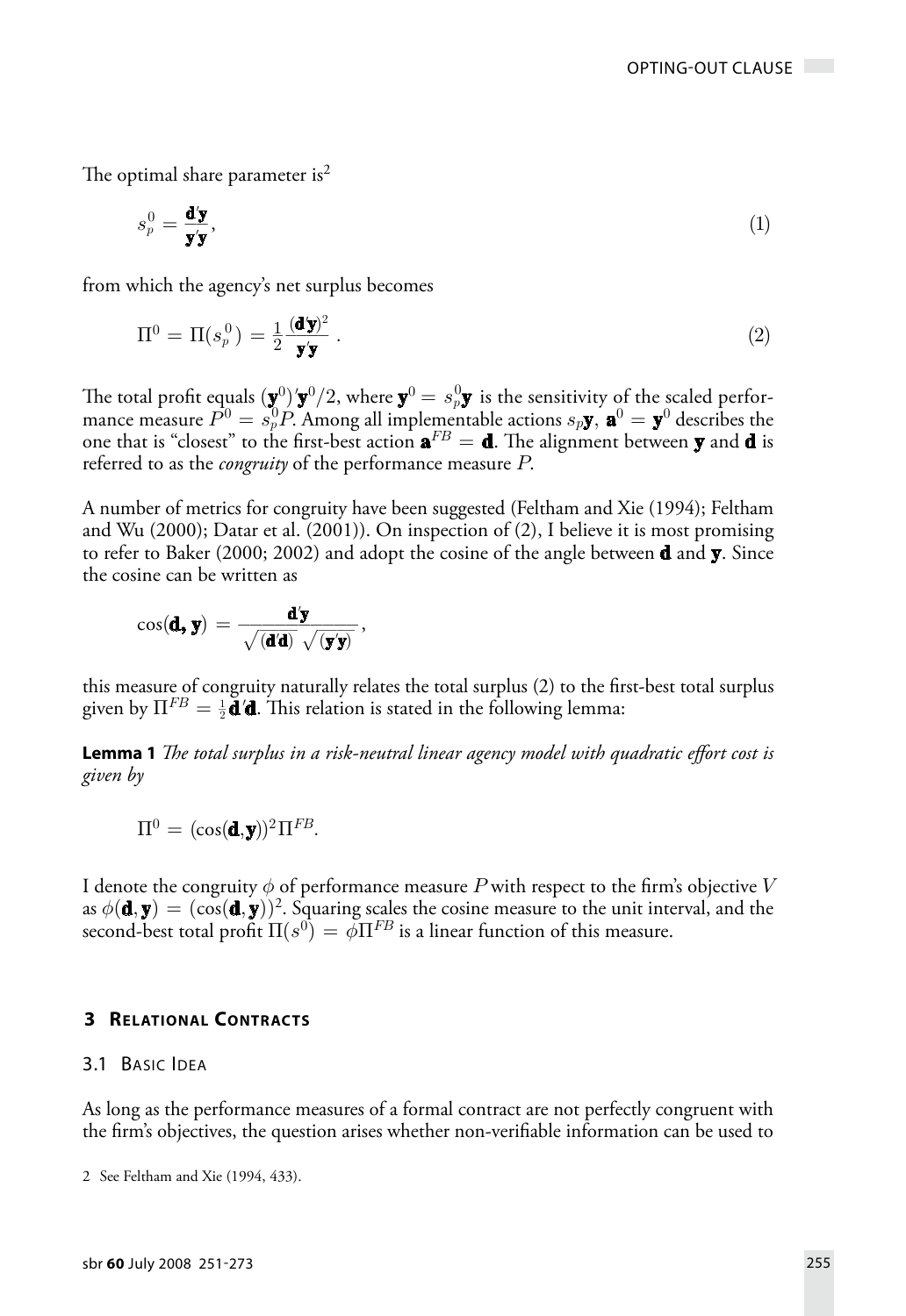The optimal share parameter is[2]

$$s_p^0 = \frac{\mathbf{d}'\mathbf{y}}{\mathbf{y}'\mathbf{y}}, \tag{1}$$

from which the agency's net surplus becomes

$$\Pi^0 = \Pi(s_p^0) = \frac{1}{2}\frac{(\mathbf{d}'\mathbf{y})^2}{\mathbf{y}'\mathbf{y}}\,. \tag{2}$$

The total profit equals $(\mathbf{y}^0)'\mathbf{y}^0/2$, where $\mathbf{y}^0 = s_p^0\mathbf{y}$ is the sensitivity of the scaled performance measure $P^0 = s_p^0 P$. Among all implementable actions $s_p\mathbf{y}$, $\mathbf{a}^0 = \mathbf{y}^0$ describes the one that is "closest" to the first-best action $\mathbf{a}^{FB} = \mathbf{d}$. The alignment between $\mathbf{y}$ and $\mathbf{d}$ is referred to as the *congruity* of the performance measure $P$.

A number of metrics for congruity have been suggested (Feltham and Xie (1994); Feltham and Wu (2000); Datar et al. (2001)). On inspection of (2), I believe it is most promising to refer to Baker (2000; 2002) and adopt the cosine of the angle between $\mathbf{d}$ and $\mathbf{y}$. Since the cosine can be written as

$$\cos(\mathbf{d},\mathbf{y}) = \frac{\mathbf{d}'\mathbf{y}}{\sqrt{(\mathbf{d}'\mathbf{d})}\,\sqrt{(\mathbf{y}'\mathbf{y})}}\,,$$

this measure of congruity naturally relates the total surplus (2) to the first-best total surplus given by $\Pi^{FB} = \frac{1}{2}\mathbf{d}'\mathbf{d}$. This relation is stated in the following lemma:

**Lemma 1** *The total surplus in a risk-neutral linear agency model with quadratic effort cost is given by*

$$\Pi^0 = (\cos(\mathbf{d},\mathbf{y}))^2\Pi^{FB}.$$

I denote the congruity $\phi$ of performance measure $P$ with respect to the firm's objective $V$ as $\phi(\mathbf{d},\mathbf{y}) = (\cos(\mathbf{d},\mathbf{y}))^2$. Squaring scales the cosine measure to the unit interval, and the second-best total profit $\Pi(s^0) = \phi\Pi^{FB}$ is a linear function of this measure.

## 3 Relational Contracts

### 3.1 Basic Idea

As long as the performance measures of a formal contract are not perfectly congruent with the firm's objectives, the question arises whether non-verifiable information can be used to

[2] See Feltham and Xie (1994, 433).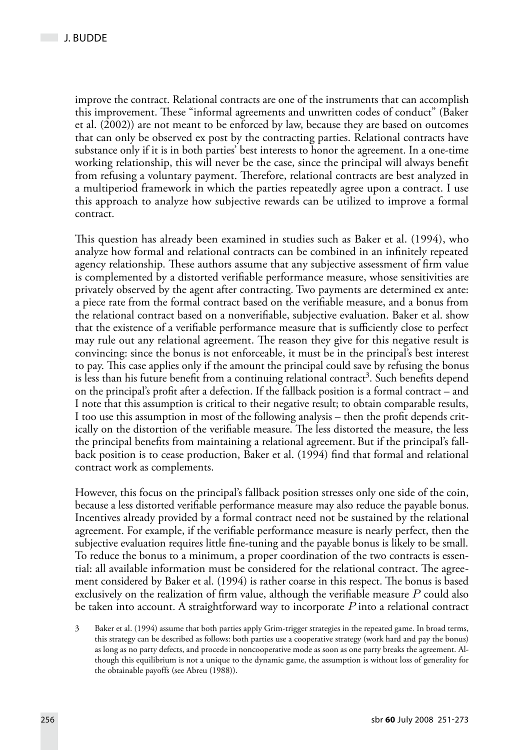improve the contract. Relational contracts are one of the instruments that can accomplish this improvement. These "informal agreements and unwritten codes of conduct" (Baker et al. (2002)) are not meant to be enforced by law, because they are based on outcomes that can only be observed ex post by the contracting parties. Relational contracts have substance only if it is in both parties' best interests to honor the agreement. In a one-time working relationship, this will never be the case, since the principal will always benefit from refusing a voluntary payment. Therefore, relational contracts are best analyzed in a multiperiod framework in which the parties repeatedly agree upon a contract. I use this approach to analyze how subjective rewards can be utilized to improve a formal contract.

This question has already been examined in studies such as Baker et al. (1994), who analyze how formal and relational contracts can be combined in an infinitely repeated agency relationship. These authors assume that any subjective assessment of firm value is complemented by a distorted verifiable performance measure, whose sensitivities are privately observed by the agent after contracting. Two payments are determined ex ante: a piece rate from the formal contract based on the verifiable measure, and a bonus from the relational contract based on a nonverifiable, subjective evaluation. Baker et al. show that the existence of a verifiable performance measure that is sufficiently close to perfect may rule out any relational agreement. The reason they give for this negative result is convincing: since the bonus is not enforceable, it must be in the principal's best interest to pay. This case applies only if the amount the principal could save by refusing the bonus is less than his future benefit from a continuing relational contract[3]. Such benefits depend on the principal's profit after a defection. If the fallback position is a formal contract – and I note that this assumption is critical to their negative result; to obtain comparable results, I too use this assumption in most of the following analysis – then the profit depends critically on the distortion of the verifiable measure. The less distorted the measure, the less the principal benefits from maintaining a relational agreement. But if the principal's fallback position is to cease production, Baker et al. (1994) find that formal and relational contract work as complements.

However, this focus on the principal's fallback position stresses only one side of the coin, because a less distorted verifiable performance measure may also reduce the payable bonus. Incentives already provided by a formal contract need not be sustained by the relational agreement. For example, if the verifiable performance measure is nearly perfect, then the subjective evaluation requires little fine-tuning and the payable bonus is likely to be small. To reduce the bonus to a minimum, a proper coordination of the two contracts is essential: all available information must be considered for the relational contract. The agreement considered by Baker et al. (1994) is rather coarse in this respect. The bonus is based exclusively on the realization of firm value, although the verifiable measure $P$ could also be taken into account. A straightforward way to incorporate $P$ into a relational contract

3 Baker et al. (1994) assume that both parties apply Grim-trigger strategies in the repeated game. In broad terms, this strategy can be described as follows: both parties use a cooperative strategy (work hard and pay the bonus) as long as no party defects, and procede in noncooperative mode as soon as one party breaks the agreement. Although this equilibrium is not a unique to the dynamic game, the assumption is without loss of generality for the obtainable payoffs (see Abreu (1988)).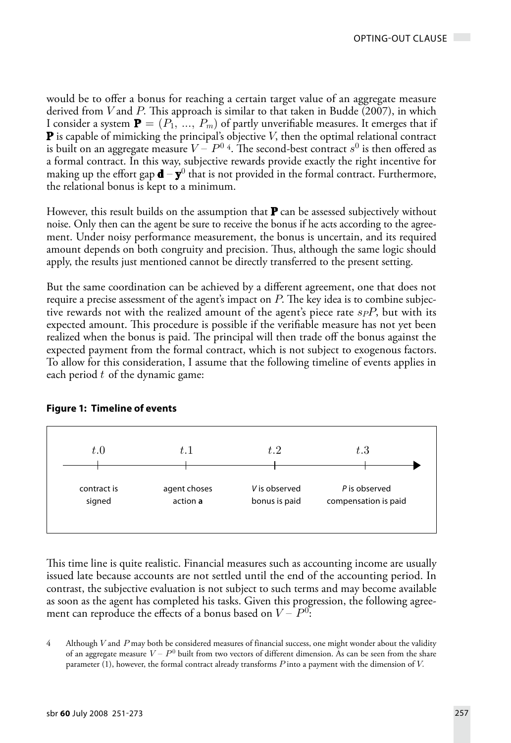would be to offer a bonus for reaching a certain target value of an aggregate measure derived from $V$ and $P$. This approach is similar to that taken in Budde (2007), in which I consider a system $\mathbf{P} = (P_1, ..., P_m)$ of partly unverifiable measures. It emerges that if $\mathbf{P}$ is capable of mimicking the principal's objective $V$, then the optimal relational contract is built on an aggregate measure $V - P^0$ [4]. The second-best contract $s^0$ is then offered as a formal contract. In this way, subjective rewards provide exactly the right incentive for making up the effort gap $\mathbf{d} - \mathbf{y}^0$ that is not provided in the formal contract. Furthermore, the relational bonus is kept to a minimum.

However, this result builds on the assumption that $\mathbf{P}$ can be assessed subjectively without noise. Only then can the agent be sure to receive the bonus if he acts according to the agreement. Under noisy performance measurement, the bonus is uncertain, and its required amount depends on both congruity and precision. Thus, although the same logic should apply, the results just mentioned cannot be directly transferred to the present setting.

But the same coordination can be achieved by a different agreement, one that does not require a precise assessment of the agent's impact on $P$. The key idea is to combine subjective rewards not with the realized amount of the agent's piece rate $s_P P$, but with its expected amount. This procedure is possible if the verifiable measure has not yet been realized when the bonus is paid. The principal will then trade off the bonus against the expected payment from the formal contract, which is not subject to exogenous factors. To allow for this consideration, I assume that the following timeline of events applies in each period $t$ of the dynamic game:

**Figure 1: Timeline of events**

| $t.0$ | $t.1$ | $t.2$ | $t.3$ |
|---|---|---|---|
| contract is signed | agent choses action **a** | *V* is observed bonus is paid | *P* is observed compensation is paid |

This time line is quite realistic. Financial measures such as accounting income are usually issued late because accounts are not settled until the end of the accounting period. In contrast, the subjective evaluation is not subject to such terms and may become available as soon as the agent has completed his tasks. Given this progression, the following agreement can reproduce the effects of a bonus based on $V - P^0$:

4 Although $V$ and $P$ may both be considered measures of financial success, one might wonder about the validity of an aggregate measure $V - P^0$ built from two vectors of different dimension. As can be seen from the share parameter (1), however, the formal contract already transforms $P$ into a payment with the dimension of $V$.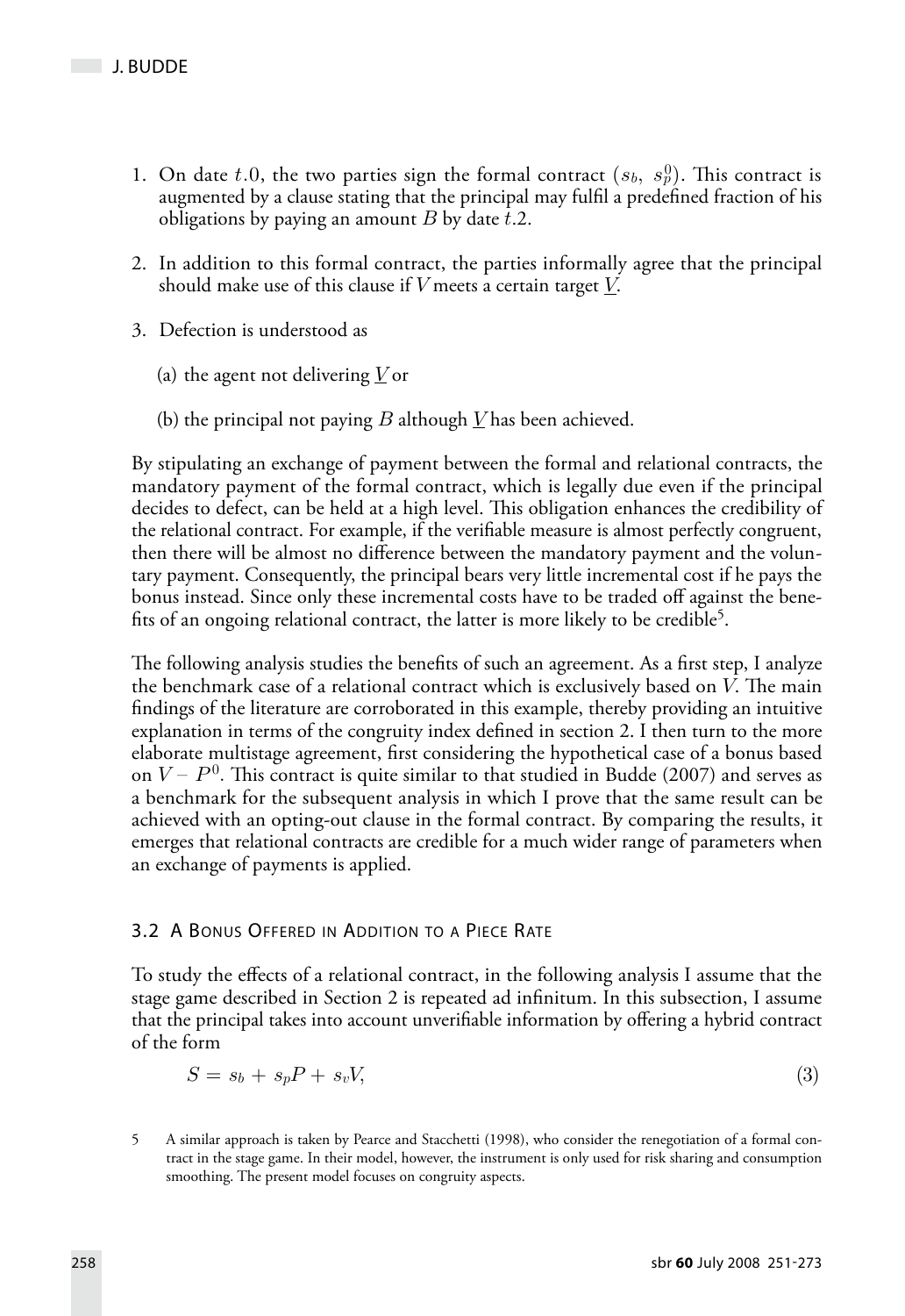1. On date $t.0$, the two parties sign the formal contract $(s_b,\ s_p^0)$. This contract is augmented by a clause stating that the principal may fulfil a predefined fraction of his obligations by paying an amount $B$ by date $t.2$.

2. In addition to this formal contract, the parties informally agree that the principal should make use of this clause if $V$ meets a certain target $\underline{V}$.

3. Defection is understood as

   (a) the agent not delivering $\underline{V}$ or

   (b) the principal not paying $B$ although $\underline{V}$ has been achieved.

By stipulating an exchange of payment between the formal and relational contracts, the mandatory payment of the formal contract, which is legally due even if the principal decides to defect, can be held at a high level. This obligation enhances the credibility of the relational contract. For example, if the verifiable measure is almost perfectly congruent, then there will be almost no difference between the mandatory payment and the voluntary payment. Consequently, the principal bears very little incremental cost if he pays the bonus instead. Since only these incremental costs have to be traded off against the benefits of an ongoing relational contract, the latter is more likely to be credible[5].

The following analysis studies the benefits of such an agreement. As a first step, I analyze the benchmark case of a relational contract which is exclusively based on $V$. The main findings of the literature are corroborated in this example, thereby providing an intuitive explanation in terms of the congruity index defined in section 2. I then turn to the more elaborate multistage agreement, first considering the hypothetical case of a bonus based on $V - P^0$. This contract is quite similar to that studied in Budde (2007) and serves as a benchmark for the subsequent analysis in which I prove that the same result can be achieved with an opting-out clause in the formal contract. By comparing the results, it emerges that relational contracts are credible for a much wider range of parameters when an exchange of payments is applied.

### 3.2 A Bonus Offered in Addition to a Piece Rate

To study the effects of a relational contract, in the following analysis I assume that the stage game described in Section 2 is repeated ad infinitum. In this subsection, I assume that the principal takes into account unverifiable information by offering a hybrid contract of the form

$$S = s_b + s_p P + s_v V, \tag{3}$$

5 A similar approach is taken by Pearce and Stacchetti (1998), who consider the renegotiation of a formal contract in the stage game. In their model, however, the instrument is only used for risk sharing and consumption smoothing. The present model focuses on congruity aspects.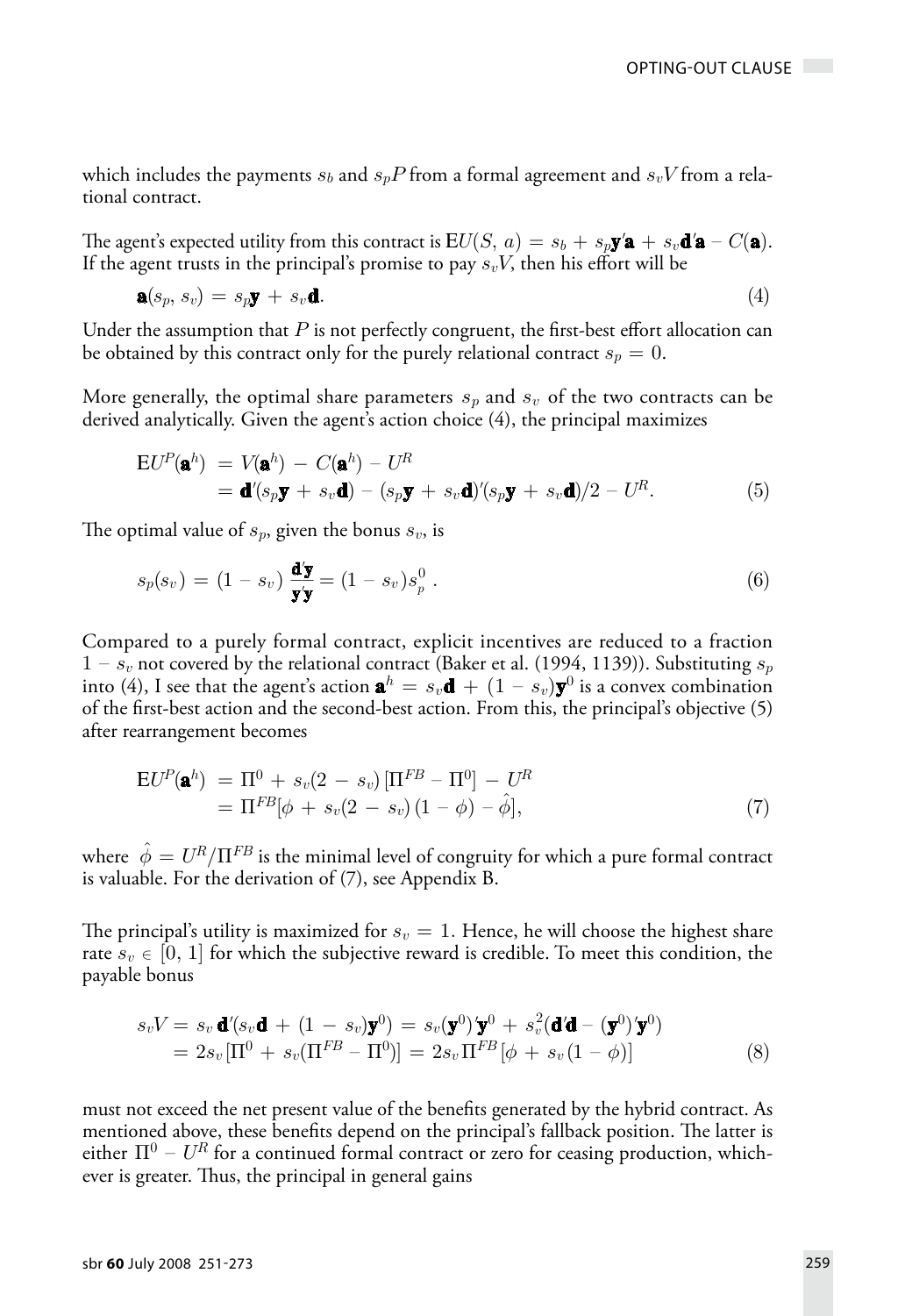which includes the payments $s_b$ and $s_p P$ from a formal agreement and $s_v V$ from a relational contract.

The agent's expected utility from this contract is $\mathrm{E}U(S, a) = s_b + s_p\mathbf{y}'\mathbf{a} + s_v\mathbf{d}'\mathbf{a} - C(\mathbf{a})$. If the agent trusts in the principal's promise to pay $s_v V$, then his effort will be

$$\mathbf{a}(s_p, s_v) = s_p\mathbf{y} + s_v\mathbf{d}. \tag{4}$$

Under the assumption that $P$ is not perfectly congruent, the first-best effort allocation can be obtained by this contract only for the purely relational contract $s_p = 0$.

More generally, the optimal share parameters $s_p$ and $s_v$ of the two contracts can be derived analytically. Given the agent's action choice (4), the principal maximizes

$$\begin{aligned}\mathrm{E}U^P(\mathbf{a}^h) &= V(\mathbf{a}^h) - C(\mathbf{a}^h) - U^R \\ &= \mathbf{d}'(s_p\mathbf{y} + s_v\mathbf{d}) - (s_p\mathbf{y} + s_v\mathbf{d})'(s_p\mathbf{y} + s_v\mathbf{d})/2 - U^R.\end{aligned} \tag{5}$$

The optimal value of $s_p$, given the bonus $s_v$, is

$$s_p(s_v) = (1 - s_v)\,\frac{\mathbf{d}'\mathbf{y}}{\mathbf{y}'\mathbf{y}} = (1 - s_v)s_p^0\,. \tag{6}$$

Compared to a purely formal contract, explicit incentives are reduced to a fraction $1 - s_v$ not covered by the relational contract (Baker et al. (1994, 1139)). Substituting $s_p$ into (4), I see that the agent's action $\mathbf{a}^h = s_v\mathbf{d} + (1 - s_v)\mathbf{y}^0$ is a convex combination of the first-best action and the second-best action. From this, the principal's objective (5) after rearrangement becomes

$$\begin{aligned}\mathrm{E}U^P(\mathbf{a}^h) &= \Pi^0 + s_v(2 - s_v)\,[\Pi^{FB} - \Pi^0] - U^R \\ &= \Pi^{FB}[\phi + s_v(2 - s_v)\,(1 - \phi) - \hat{\phi}],\end{aligned} \tag{7}$$

where $\hat{\phi} = U^R/\Pi^{FB}$ is the minimal level of congruity for which a pure formal contract is valuable. For the derivation of (7), see Appendix B.

The principal's utility is maximized for $s_v = 1$. Hence, he will choose the highest share rate $s_v \in [0, 1]$ for which the subjective reward is credible. To meet this condition, the payable bonus

$$\begin{aligned}s_v V &= s_v\,\mathbf{d}'(s_v\mathbf{d} + (1 - s_v)\mathbf{y}^0) = s_v(\mathbf{y}^0)'\mathbf{y}^0 + s_v^2(\mathbf{d}'\mathbf{d} - (\mathbf{y}^0)'\mathbf{y}^0) \\ &= 2s_v[\Pi^0 + s_v(\Pi^{FB} - \Pi^0)] = 2s_v\Pi^{FB}[\phi + s_v(1 - \phi)]\end{aligned} \tag{8}$$

must not exceed the net present value of the benefits generated by the hybrid contract. As mentioned above, these benefits depend on the principal's fallback position. The latter is either $\Pi^0 - U^R$ for a continued formal contract or zero for ceasing production, whichever is greater. Thus, the principal in general gains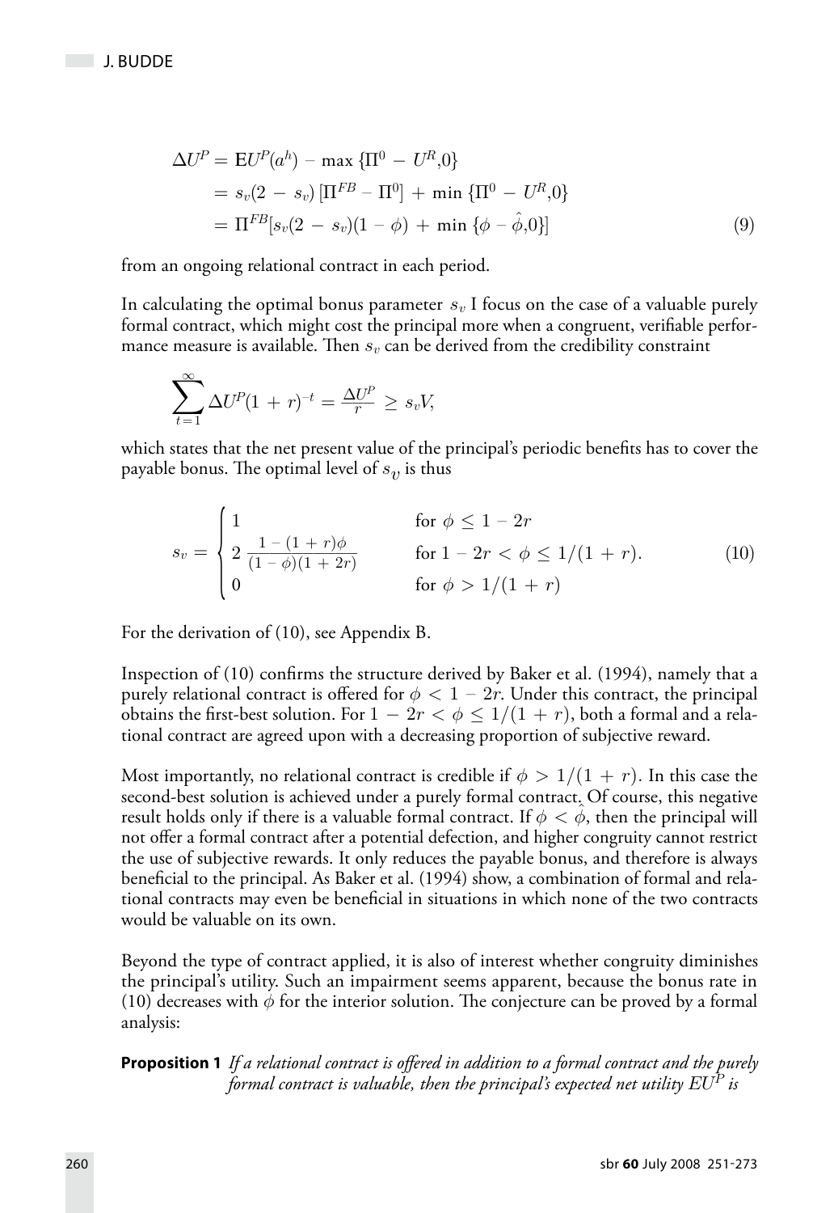$$
\begin{aligned}
\Delta U^P &= \mathrm{E}U^P(a^h) - \max\{\Pi^0 - U^R, 0\} \\
&= s_v(2 - s_v)\left[\Pi^{FB} - \Pi^0\right] + \min\{\Pi^0 - U^R, 0\} \\
&= \Pi^{FB}\left[s_v(2 - s_v)(1 - \phi) + \min\{\phi - \hat{\phi}, 0\}\right] \qquad (9)
\end{aligned}
$$

from an ongoing relational contract in each period.

In calculating the optimal bonus parameter $s_v$ I focus on the case of a valuable purely formal contract, which might cost the principal more when a congruent, verifiable performance measure is available. Then $s_v$ can be derived from the credibility constraint

$$
\sum_{t=1}^{\infty} \Delta U^P (1 + r)^{-t} = \frac{\Delta U^P}{r} \geq s_v V,
$$

which states that the net present value of the principal's periodic benefits has to cover the payable bonus. The optimal level of $s_v$ is thus

$$
s_v = \begin{cases} 1 & \text{for } \phi \leq 1 - 2r \\ 2\,\dfrac{1 - (1 + r)\phi}{(1 - \phi)(1 + 2r)} & \text{for } 1 - 2r < \phi \leq 1/(1 + r). \\ 0 & \text{for } \phi > 1/(1 + r) \end{cases} \qquad (10)
$$

For the derivation of (10), see Appendix B.

Inspection of (10) confirms the structure derived by Baker et al. (1994), namely that a purely relational contract is offered for $\phi < 1 - 2r$. Under this contract, the principal obtains the first-best solution. For $1 - 2r < \phi \leq 1/(1 + r)$, both a formal and a relational contract are agreed upon with a decreasing proportion of subjective reward.

Most importantly, no relational contract is credible if $\phi > 1/(1 + r)$. In this case the second-best solution is achieved under a purely formal contract. Of course, this negative result holds only if there is a valuable formal contract. If $\phi < \hat{\phi}$, then the principal will not offer a formal contract after a potential defection, and higher congruity cannot restrict the use of subjective rewards. It only reduces the payable bonus, and therefore is always beneficial to the principal. As Baker et al. (1994) show, a combination of formal and relational contracts may even be beneficial in situations in which none of the two contracts would be valuable on its own.

Beyond the type of contract applied, it is also of interest whether congruity diminishes the principal's utility. Such an impairment seems apparent, because the bonus rate in (10) decreases with $\phi$ for the interior solution. The conjecture can be proved by a formal analysis:

**Proposition 1** *If a relational contract is offered in addition to a formal contract and the purely formal contract is valuable, then the principal's expected net utility $EU^P$ is*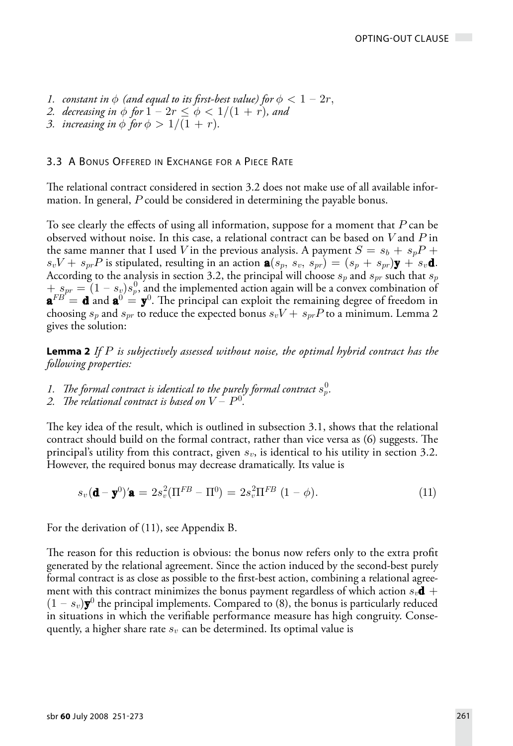1. *constant in $\phi$ (and equal to its first-best value) for $\phi < 1 - 2r$,*
2. *decreasing in $\phi$ for $1 - 2r \leq \phi < 1/(1 + r)$, and*
3. *increasing in $\phi$ for $\phi > 1/(1 + r)$.*

### 3.3 A Bonus Offered in Exchange for a Piece Rate

The relational contract considered in section 3.2 does not make use of all available information. In general, $P$ could be considered in determining the payable bonus.

To see clearly the effects of using all information, suppose for a moment that $P$ can be observed without noise. In this case, a relational contract can be based on $V$ and $P$ in the same manner that I used $V$ in the previous analysis. A payment $S = s_b + s_p P + s_v V + s_{pr} P$ is stipulated, resulting in an action $\mathbf{a}(s_p, s_v, s_{pr}) = (s_p + s_{pr})\mathbf{y} + s_v \mathbf{d}$. According to the analysis in section 3.2, the principal will choose $s_p$ and $s_{pr}$ such that $s_p + s_{pr} = (1 - s_v)s_p^0$, and the implemented action again will be a convex combination of $\mathbf{a}^{FB} = \mathbf{d}$ and $\mathbf{a}^0 = \mathbf{y}^0$. The principal can exploit the remaining degree of freedom in choosing $s_p$ and $s_{pr}$ to reduce the expected bonus $s_v V + s_{pr} P$ to a minimum. Lemma 2 gives the solution:

**Lemma 2** *If $P$ is subjectively assessed without noise, the optimal hybrid contract has the following properties:*

1. *The formal contract is identical to the purely formal contract $s_p^0$.*
2. *The relational contract is based on $V - P^0$.*

The key idea of the result, which is outlined in subsection 3.1, shows that the relational contract should build on the formal contract, rather than vice versa as (6) suggests. The principal's utility from this contract, given $s_v$, is identical to his utility in section 3.2. However, the required bonus may decrease dramatically. Its value is

$$s_v(\mathbf{d} - \mathbf{y}^0)'\mathbf{a} = 2s_v^2(\Pi^{FB} - \Pi^0) = 2s_v^2\Pi^{FB}\,(1 - \phi). \tag{11}$$

For the derivation of (11), see Appendix B.

The reason for this reduction is obvious: the bonus now refers only to the extra profit generated by the relational agreement. Since the action induced by the second-best purely formal contract is as close as possible to the first-best action, combining a relational agreement with this contract minimizes the bonus payment regardless of which action $s_v\mathbf{d} + (1 - s_v)\mathbf{y}^0$ the principal implements. Compared to (8), the bonus is particularly reduced in situations in which the verifiable performance measure has high congruity. Consequently, a higher share rate $s_v$ can be determined. Its optimal value is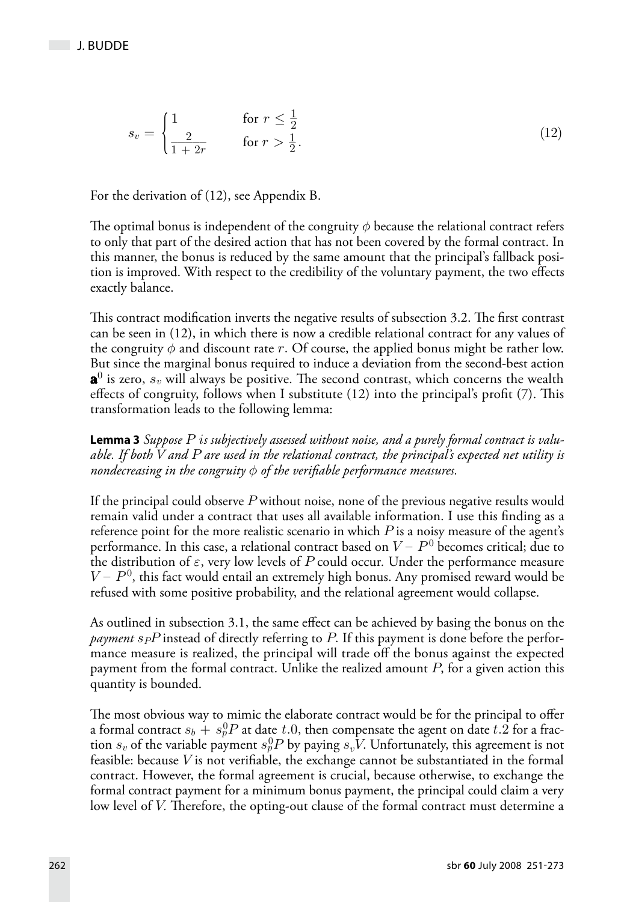$$s_v = \begin{cases} 1 & \text{for } r \leq \frac{1}{2} \\ \frac{2}{1+2r} & \text{for } r > \frac{1}{2}. \end{cases} \tag{12}$$

For the derivation of (12), see Appendix B.

The optimal bonus is independent of the congruity $\phi$ because the relational contract refers to only that part of the desired action that has not been covered by the formal contract. In this manner, the bonus is reduced by the same amount that the principal's fallback position is improved. With respect to the credibility of the voluntary payment, the two effects exactly balance.

This contract modification inverts the negative results of subsection 3.2. The first contrast can be seen in (12), in which there is now a credible relational contract for any values of the congruity $\phi$ and discount rate $r$. Of course, the applied bonus might be rather low. But since the marginal bonus required to induce a deviation from the second-best action $\mathbf{a}^0$ is zero, $s_v$ will always be positive. The second contrast, which concerns the wealth effects of congruity, follows when I substitute (12) into the principal's profit (7). This transformation leads to the following lemma:

**Lemma 3** *Suppose $P$ is subjectively assessed without noise, and a purely formal contract is valuable. If both $V$ and $P$ are used in the relational contract, the principal's expected net utility is nondecreasing in the congruity $\phi$ of the verifiable performance measures.*

If the principal could observe $P$ without noise, none of the previous negative results would remain valid under a contract that uses all available information. I use this finding as a reference point for the more realistic scenario in which $P$ is a noisy measure of the agent's performance. In this case, a relational contract based on $V - P^0$ becomes critical; due to the distribution of $\varepsilon$, very low levels of $P$ could occur. Under the performance measure $V - P^0$, this fact would entail an extremely high bonus. Any promised reward would be refused with some positive probability, and the relational agreement would collapse.

As outlined in subsection 3.1, the same effect can be achieved by basing the bonus on the *payment* $s_P P$ instead of directly referring to $P$. If this payment is done before the performance measure is realized, the principal will trade off the bonus against the expected payment from the formal contract. Unlike the realized amount $P$, for a given action this quantity is bounded.

The most obvious way to mimic the elaborate contract would be for the principal to offer a formal contract $s_b + s_p^0 P$ at date $t.0$, then compensate the agent on date $t.2$ for a fraction $s_v$ of the variable payment $s_p^0 P$ by paying $s_v V$. Unfortunately, this agreement is not feasible: because $V$ is not verifiable, the exchange cannot be substantiated in the formal contract. However, the formal agreement is crucial, because otherwise, to exchange the formal contract payment for a minimum bonus payment, the principal could claim a very low level of $V$. Therefore, the opting-out clause of the formal contract must determine a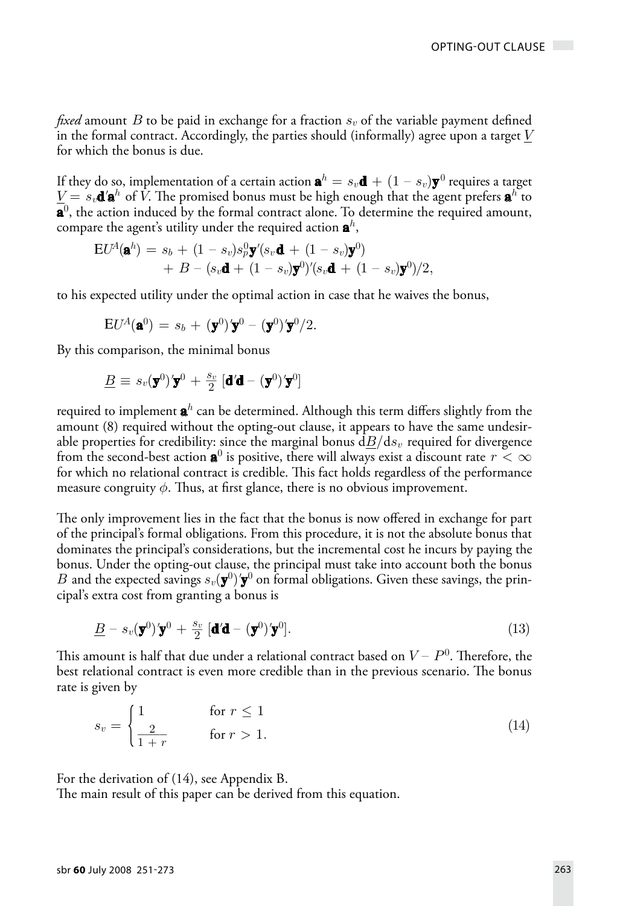*fixed* amount $B$ to be paid in exchange for a fraction $s_v$ of the variable payment defined in the formal contract. Accordingly, the parties should (informally) agree upon a target $\underline{V}$ for which the bonus is due.

If they do so, implementation of a certain action $\mathbf{a}^h = s_v\mathbf{d} + (1 - s_v)\mathbf{y}^0$ requires a target $\underline{V} = s_v\mathbf{d}'\mathbf{a}^h$ of $V$. The promised bonus must be high enough that the agent prefers $\mathbf{a}^h$ to $\mathbf{a}^0$, the action induced by the formal contract alone. To determine the required amount, compare the agent's utility under the required action $\mathbf{a}^h$,

$$\begin{aligned} \mathrm{E}U^A(\mathbf{a}^h) = {} & s_b + (1 - s_v)s_p^0\mathbf{y}'(s_v\mathbf{d} + (1 - s_v)\mathbf{y}^0) \\ & + B - (s_v\mathbf{d} + (1 - s_v)\mathbf{y}^0)'(s_v\mathbf{d} + (1 - s_v)\mathbf{y}^0)/2, \end{aligned}$$

to his expected utility under the optimal action in case that he waives the bonus,

$$\mathrm{E}U^A(\mathbf{a}^0) = s_b + (\mathbf{y}^0)'\mathbf{y}^0 - (\mathbf{y}^0)'\mathbf{y}^0/2.$$

By this comparison, the minimal bonus

$$\underline{B} \equiv s_v(\mathbf{y}^0)'\mathbf{y}^0 + \tfrac{s_v}{2}\,[\mathbf{d}'\mathbf{d} - (\mathbf{y}^0)'\mathbf{y}^0]$$

required to implement $\mathbf{a}^h$ can be determined. Although this term differs slightly from the amount (8) required without the opting-out clause, it appears to have the same undesirable properties for credibility: since the marginal bonus $\mathrm{d}\underline{B}/\mathrm{d}s_v$ required for divergence from the second-best action $\mathbf{a}^0$ is positive, there will always exist a discount rate $r < \infty$ for which no relational contract is credible. This fact holds regardless of the performance measure congruity $\phi$. Thus, at first glance, there is no obvious improvement.

The only improvement lies in the fact that the bonus is now offered in exchange for part of the principal's formal obligations. From this procedure, it is not the absolute bonus that dominates the principal's considerations, but the incremental cost he incurs by paying the bonus. Under the opting-out clause, the principal must take into account both the bonus $B$ and the expected savings $s_v(\mathbf{y}^0)'\mathbf{y}^0$ on formal obligations. Given these savings, the principal's extra cost from granting a bonus is

$$\underline{B} - s_v(\mathbf{y}^0)'\mathbf{y}^0 + \tfrac{s_v}{2}\,[\mathbf{d}'\mathbf{d} - (\mathbf{y}^0)'\mathbf{y}^0]. \tag{13}$$

This amount is half that due under a relational contract based on $V - P^0$. Therefore, the best relational contract is even more credible than in the previous scenario. The bonus rate is given by

$$s_v = \begin{cases} 1 & \text{for } r \leq 1 \\ \frac{2}{1 + r} & \text{for } r > 1. \end{cases} \tag{14}$$

For the derivation of (14), see Appendix B.
The main result of this paper can be derived from this equation.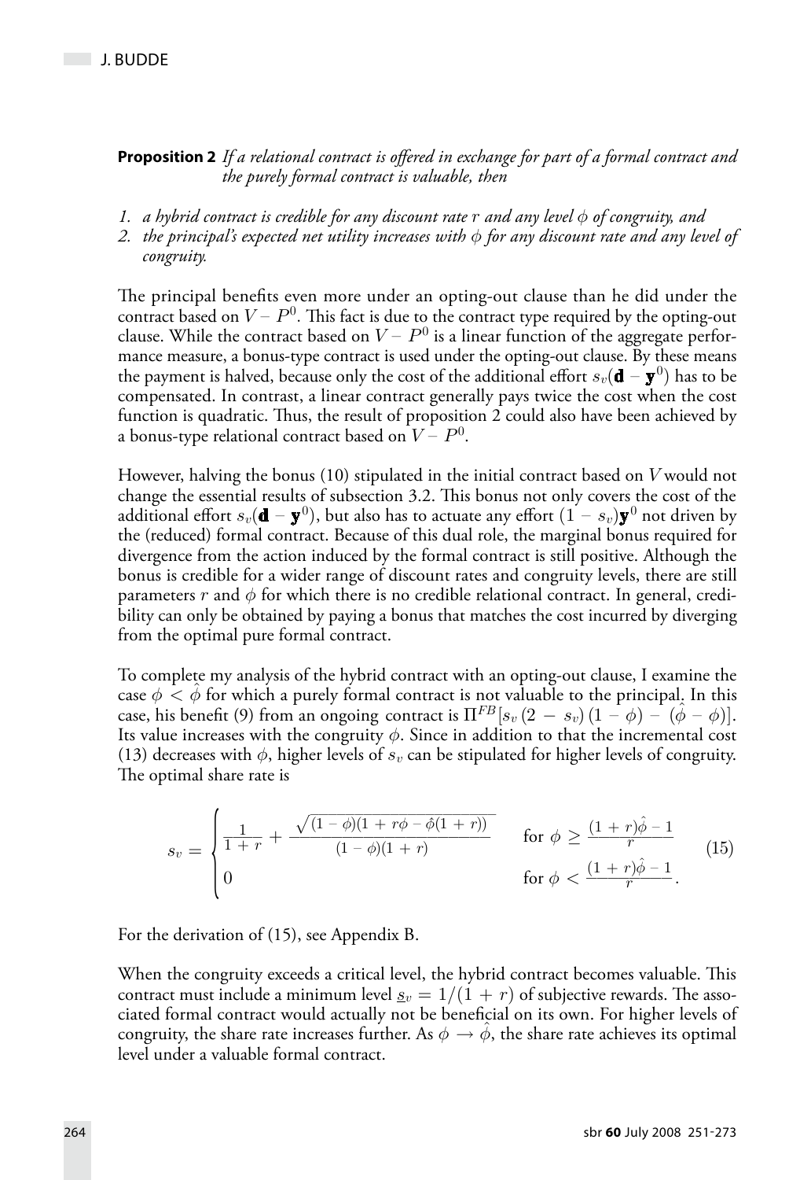**Proposition 2** *If a relational contract is offered in exchange for part of a formal contract and the purely formal contract is valuable, then*

1. *a hybrid contract is credible for any discount rate $r$ and any level $\phi$ of congruity, and*
2. *the principal's expected net utility increases with $\phi$ for any discount rate and any level of congruity.*

The principal benefits even more under an opting-out clause than he did under the contract based on $V - P^0$. This fact is due to the contract type required by the opting-out clause. While the contract based on $V - P^0$ is a linear function of the aggregate performance measure, a bonus-type contract is used under the opting-out clause. By these means the payment is halved, because only the cost of the additional effort $s_v(\mathbf{d} - \mathbf{y}^0)$ has to be compensated. In contrast, a linear contract generally pays twice the cost when the cost function is quadratic. Thus, the result of proposition 2 could also have been achieved by a bonus-type relational contract based on $V - P^0$.

However, halving the bonus (10) stipulated in the initial contract based on $V$ would not change the essential results of subsection 3.2. This bonus not only covers the cost of the additional effort $s_v(\mathbf{d} - \mathbf{y}^0)$, but also has to actuate any effort $(1 - s_v)\mathbf{y}^0$ not driven by the (reduced) formal contract. Because of this dual role, the marginal bonus required for divergence from the action induced by the formal contract is still positive. Although the bonus is credible for a wider range of discount rates and congruity levels, there are still parameters $r$ and $\phi$ for which there is no credible relational contract. In general, credibility can only be obtained by paying a bonus that matches the cost incurred by diverging from the optimal pure formal contract.

To complete my analysis of the hybrid contract with an opting-out clause, I examine the case $\phi < \hat{\phi}$ for which a purely formal contract is not valuable to the principal. In this case, his benefit (9) from an ongoing contract is $\Pi^{FB}[s_v(2 - s_v)(1 - \phi) - (\hat{\phi} - \phi)]$. Its value increases with the congruity $\phi$. Since in addition to that the incremental cost (13) decreases with $\phi$, higher levels of $s_v$ can be stipulated for higher levels of congruity. The optimal share rate is

$$s_v = \begin{cases} \frac{1}{1+r} + \frac{\sqrt{(1-\phi)(1+r\phi-\hat{\phi}(1+r))}}{(1-\phi)(1+r)} & \text{for } \phi \geq \frac{(1+r)\hat{\phi}-1}{r} \\ 0 & \text{for } \phi < \frac{(1+r)\hat{\phi}-1}{r}. \end{cases} \tag{15}$$

For the derivation of (15), see Appendix B.

When the congruity exceeds a critical level, the hybrid contract becomes valuable. This contract must include a minimum level $\underline{s}_v = 1/(1+r)$ of subjective rewards. The associated formal contract would actually not be beneficial on its own. For higher levels of congruity, the share rate increases further. As $\phi \to \hat{\phi}$, the share rate achieves its optimal level under a valuable formal contract.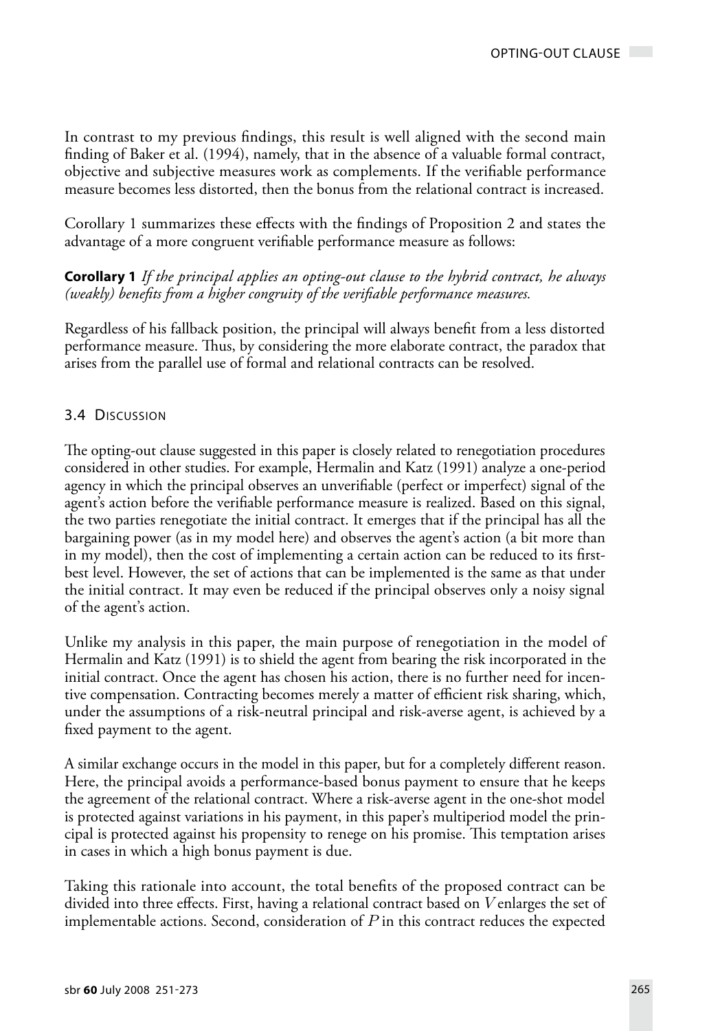In contrast to my previous findings, this result is well aligned with the second main finding of Baker et al. (1994), namely, that in the absence of a valuable formal contract, objective and subjective measures work as complements. If the verifiable performance measure becomes less distorted, then the bonus from the relational contract is increased.

Corollary 1 summarizes these effects with the findings of Proposition 2 and states the advantage of a more congruent verifiable performance measure as follows:

**Corollary 1** *If the principal applies an opting-out clause to the hybrid contract, he always (weakly) benefits from a higher congruity of the verifiable performance measures.*

Regardless of his fallback position, the principal will always benefit from a less distorted performance measure. Thus, by considering the more elaborate contract, the paradox that arises from the parallel use of formal and relational contracts can be resolved.

### 3.4 Discussion

The opting-out clause suggested in this paper is closely related to renegotiation procedures considered in other studies. For example, Hermalin and Katz (1991) analyze a one-period agency in which the principal observes an unverifiable (perfect or imperfect) signal of the agent's action before the verifiable performance measure is realized. Based on this signal, the two parties renegotiate the initial contract. It emerges that if the principal has all the bargaining power (as in my model here) and observes the agent's action (a bit more than in my model), then the cost of implementing a certain action can be reduced to its first-best level. However, the set of actions that can be implemented is the same as that under the initial contract. It may even be reduced if the principal observes only a noisy signal of the agent's action.

Unlike my analysis in this paper, the main purpose of renegotiation in the model of Hermalin and Katz (1991) is to shield the agent from bearing the risk incorporated in the initial contract. Once the agent has chosen his action, there is no further need for incentive compensation. Contracting becomes merely a matter of efficient risk sharing, which, under the assumptions of a risk-neutral principal and risk-averse agent, is achieved by a fixed payment to the agent.

A similar exchange occurs in the model in this paper, but for a completely different reason. Here, the principal avoids a performance-based bonus payment to ensure that he keeps the agreement of the relational contract. Where a risk-averse agent in the one-shot model is protected against variations in his payment, in this paper's multiperiod model the principal is protected against his propensity to renege on his promise. This temptation arises in cases in which a high bonus payment is due.

Taking this rationale into account, the total benefits of the proposed contract can be divided into three effects. First, having a relational contract based on $V$ enlarges the set of implementable actions. Second, consideration of $P$ in this contract reduces the expected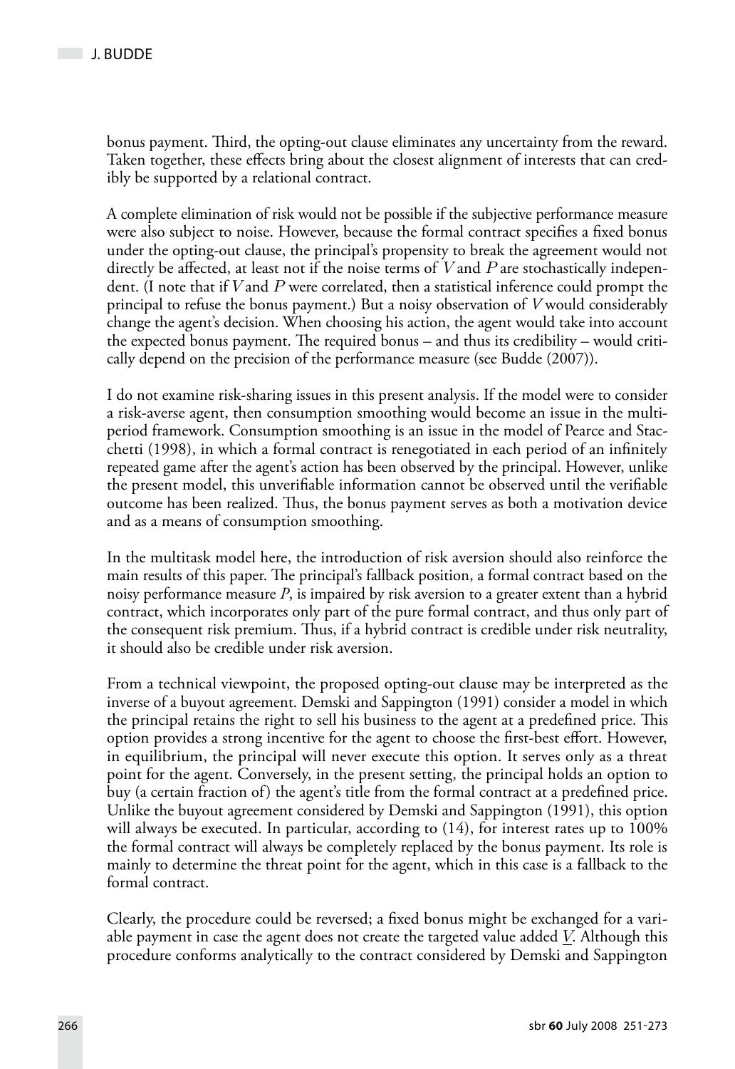bonus payment. Third, the opting-out clause eliminates any uncertainty from the reward. Taken together, these effects bring about the closest alignment of interests that can credibly be supported by a relational contract.

A complete elimination of risk would not be possible if the subjective performance measure were also subject to noise. However, because the formal contract specifies a fixed bonus under the opting-out clause, the principal's propensity to break the agreement would not directly be affected, at least not if the noise terms of $V$ and $P$ are stochastically independent. (I note that if $V$ and $P$ were correlated, then a statistical inference could prompt the principal to refuse the bonus payment.) But a noisy observation of $V$ would considerably change the agent's decision. When choosing his action, the agent would take into account the expected bonus payment. The required bonus – and thus its credibility – would critically depend on the precision of the performance measure (see Budde (2007)).

I do not examine risk-sharing issues in this present analysis. If the model were to consider a risk-averse agent, then consumption smoothing would become an issue in the multiperiod framework. Consumption smoothing is an issue in the model of Pearce and Stacchetti (1998), in which a formal contract is renegotiated in each period of an infinitely repeated game after the agent's action has been observed by the principal. However, unlike the present model, this unverifiable information cannot be observed until the verifiable outcome has been realized. Thus, the bonus payment serves as both a motivation device and as a means of consumption smoothing.

In the multitask model here, the introduction of risk aversion should also reinforce the main results of this paper. The principal's fallback position, a formal contract based on the noisy performance measure $P$, is impaired by risk aversion to a greater extent than a hybrid contract, which incorporates only part of the pure formal contract, and thus only part of the consequent risk premium. Thus, if a hybrid contract is credible under risk neutrality, it should also be credible under risk aversion.

From a technical viewpoint, the proposed opting-out clause may be interpreted as the inverse of a buyout agreement. Demski and Sappington (1991) consider a model in which the principal retains the right to sell his business to the agent at a predefined price. This option provides a strong incentive for the agent to choose the first-best effort. However, in equilibrium, the principal will never execute this option. It serves only as a threat point for the agent. Conversely, in the present setting, the principal holds an option to buy (a certain fraction of) the agent's title from the formal contract at a predefined price. Unlike the buyout agreement considered by Demski and Sappington (1991), this option will always be executed. In particular, according to (14), for interest rates up to 100% the formal contract will always be completely replaced by the bonus payment. Its role is mainly to determine the threat point for the agent, which in this case is a fallback to the formal contract.

Clearly, the procedure could be reversed; a fixed bonus might be exchanged for a variable payment in case the agent does not create the targeted value added $\underline{V}$. Although this procedure conforms analytically to the contract considered by Demski and Sappington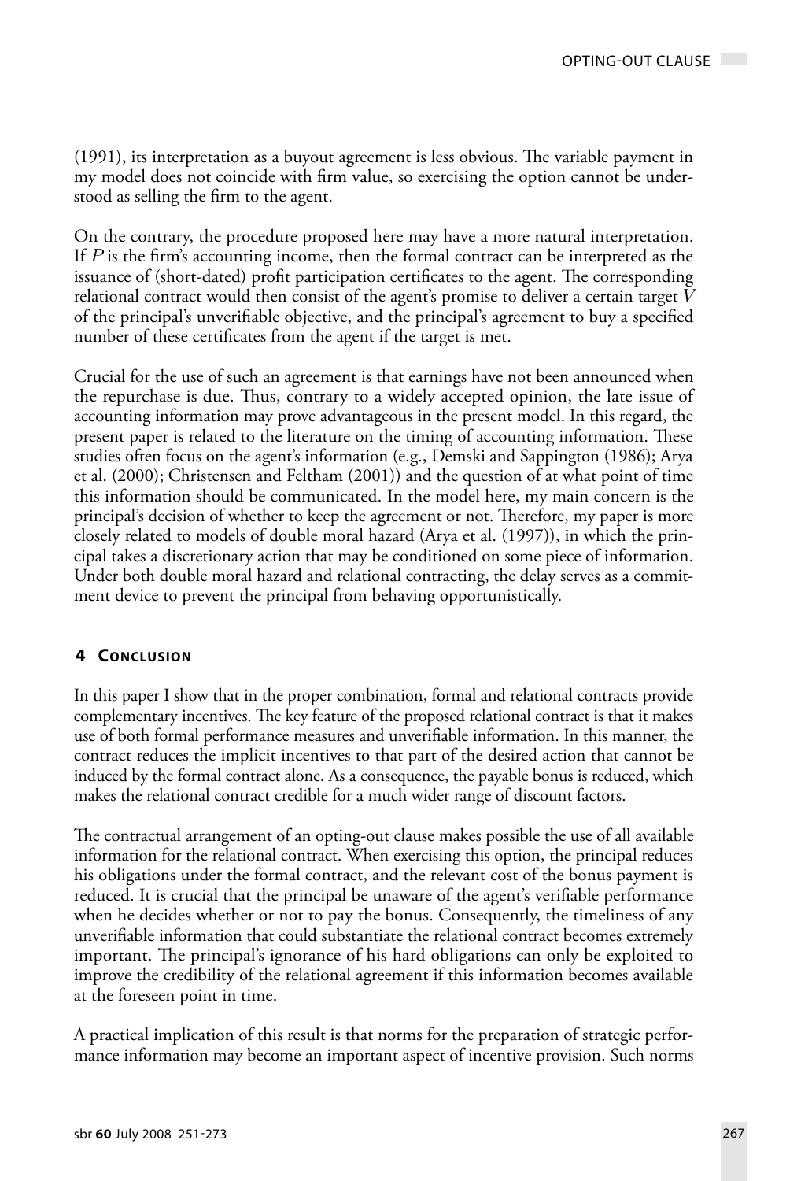(1991), its interpretation as a buyout agreement is less obvious. The variable payment in my model does not coincide with firm value, so exercising the option cannot be understood as selling the firm to the agent.

On the contrary, the procedure proposed here may have a more natural interpretation. If $P$ is the firm's accounting income, then the formal contract can be interpreted as the issuance of (short-dated) profit participation certificates to the agent. The corresponding relational contract would then consist of the agent's promise to deliver a certain target $\underline{V}$ of the principal's unverifiable objective, and the principal's agreement to buy a specified number of these certificates from the agent if the target is met.

Crucial for the use of such an agreement is that earnings have not been announced when the repurchase is due. Thus, contrary to a widely accepted opinion, the late issue of accounting information may prove advantageous in the present model. In this regard, the present paper is related to the literature on the timing of accounting information. These studies often focus on the agent's information (e.g., Demski and Sappington (1986); Arya et al. (2000); Christensen and Feltham (2001)) and the question of at what point of time this information should be communicated. In the model here, my main concern is the principal's decision of whether to keep the agreement or not. Therefore, my paper is more closely related to models of double moral hazard (Arya et al. (1997)), in which the principal takes a discretionary action that may be conditioned on some piece of information. Under both double moral hazard and relational contracting, the delay serves as a commitment device to prevent the principal from behaving opportunistically.

## 4 Conclusion

In this paper I show that in the proper combination, formal and relational contracts provide complementary incentives. The key feature of the proposed relational contract is that it makes use of both formal performance measures and unverifiable information. In this manner, the contract reduces the implicit incentives to that part of the desired action that cannot be induced by the formal contract alone. As a consequence, the payable bonus is reduced, which makes the relational contract credible for a much wider range of discount factors.

The contractual arrangement of an opting-out clause makes possible the use of all available information for the relational contract. When exercising this option, the principal reduces his obligations under the formal contract, and the relevant cost of the bonus payment is reduced. It is crucial that the principal be unaware of the agent's verifiable performance when he decides whether or not to pay the bonus. Consequently, the timeliness of any unverifiable information that could substantiate the relational contract becomes extremely important. The principal's ignorance of his hard obligations can only be exploited to improve the credibility of the relational agreement if this information becomes available at the foreseen point in time.

A practical implication of this result is that norms for the preparation of strategic performance information may become an important aspect of incentive provision. Such norms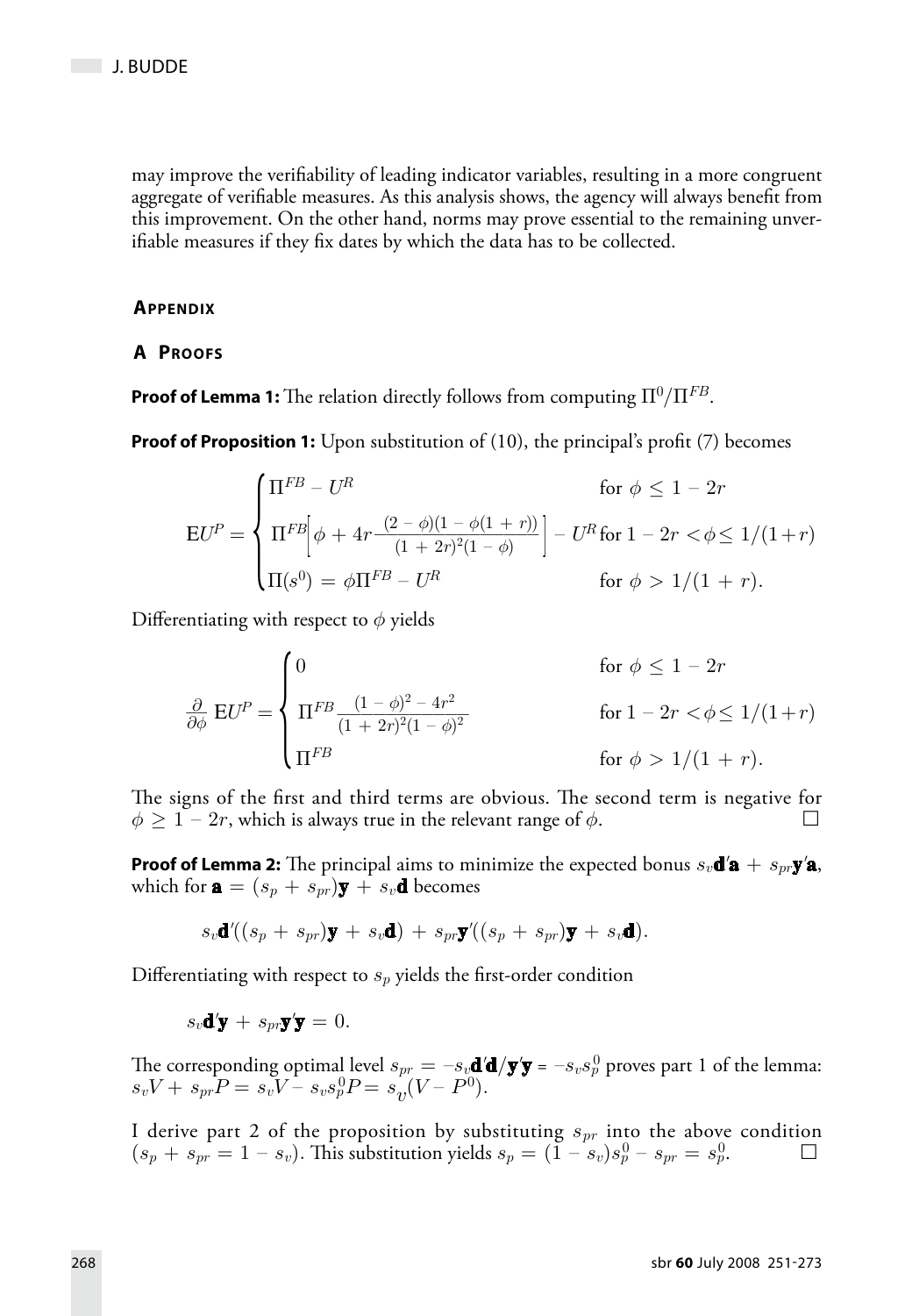may improve the verifiability of leading indicator variables, resulting in a more congruent aggregate of verifiable measures. As this analysis shows, the agency will always benefit from this improvement. On the other hand, norms may prove essential to the remaining unverifiable measures if they fix dates by which the data has to be collected.

## Appendix

### A Proofs

**Proof of Lemma 1:** The relation directly follows from computing $\Pi^0/\Pi^{FB}$.

**Proof of Proposition 1:** Upon substitution of (10), the principal's profit (7) becomes

$$\mathrm{E}U^P = \begin{cases} \Pi^{FB} - U^R & \text{for } \phi \leq 1 - 2r \\ \Pi^{FB}\left[\phi + 4r\dfrac{(2-\phi)(1-\phi(1+r))}{(1+2r)^2(1-\phi)}\right] - U^R & \text{for } 1 - 2r < \phi \leq 1/(1+r) \\ \Pi(s^0) = \phi\Pi^{FB} - U^R & \text{for } \phi > 1/(1+r). \end{cases}$$

Differentiating with respect to $\phi$ yields

$$\frac{\partial}{\partial\phi}\,\mathrm{E}U^P = \begin{cases} 0 & \text{for } \phi \leq 1 - 2r \\ \Pi^{FB}\dfrac{(1-\phi)^2 - 4r^2}{(1+2r)^2(1-\phi)^2} & \text{for } 1 - 2r < \phi \leq 1/(1+r) \\ \Pi^{FB} & \text{for } \phi > 1/(1+r). \end{cases}$$

The signs of the first and third terms are obvious. The second term is negative for $\phi \geq 1 - 2r$, which is always true in the relevant range of $\phi$. □

**Proof of Lemma 2:** The principal aims to minimize the expected bonus $s_v\mathbf{d}'\mathbf{a} + s_{pr}\mathbf{y}'\mathbf{a}$, which for $\mathbf{a} = (s_p + s_{pr})\mathbf{y} + s_v\mathbf{d}$ becomes

$$s_v\mathbf{d}'((s_p + s_{pr})\mathbf{y} + s_v\mathbf{d}) + s_{pr}\mathbf{y}'((s_p + s_{pr})\mathbf{y} + s_v\mathbf{d}).$$

Differentiating with respect to $s_p$ yields the first-order condition

$$s_v\mathbf{d}'\mathbf{y} + s_{pr}\mathbf{y}'\mathbf{y} = 0.$$

The corresponding optimal level $s_{pr} = -s_v\mathbf{d}'\mathbf{d}/\mathbf{y}'\mathbf{y} = -s_v s_p^0$ proves part 1 of the lemma: $s_vV + s_{pr}P = s_vV - s_v s_p^0 P = s_v(V - P^0)$.

I derive part 2 of the proposition by substituting $s_{pr}$ into the above condition $(s_p + s_{pr} = 1 - s_v)$. This substitution yields $s_p = (1 - s_v)s_p^0 - s_{pr} = s_p^0$. □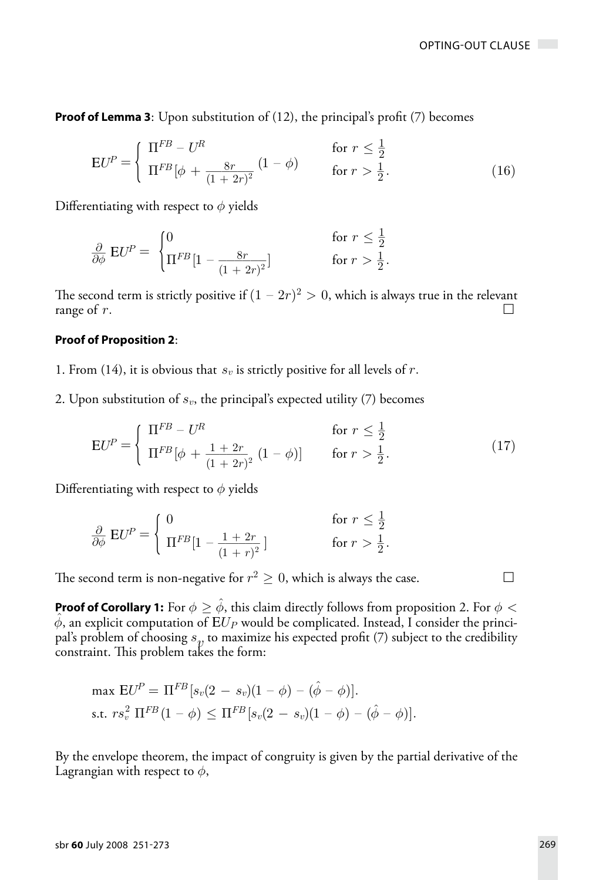**Proof of Lemma 3**: Upon substitution of (12), the principal's profit (7) becomes

$$
\mathrm{E}U^P = \begin{cases} \Pi^{FB} - U^R & \text{for } r \leq \frac{1}{2} \\ \Pi^{FB}[\phi + \frac{8r}{(1+2r)^2}(1-\phi) & \text{for } r > \frac{1}{2}. \end{cases} \tag{16}
$$

Differentiating with respect to $\phi$ yields

$$
\frac{\partial}{\partial \phi}\,\mathrm{E}U^P = \begin{cases} 0 & \text{for } r \leq \frac{1}{2} \\ \Pi^{FB}[1 - \frac{8r}{(1+2r)^2}] & \text{for } r > \frac{1}{2}. \end{cases}
$$

The second term is strictly positive if $(1 - 2r)^2 > 0$, which is always true in the relevant range of $r$. □

**Proof of Proposition 2**:

1. From (14), it is obvious that $s_v$ is strictly positive for all levels of $r$.

2. Upon substitution of $s_v$, the principal's expected utility (7) becomes

$$
\mathrm{E}U^P = \begin{cases} \Pi^{FB} - U^R & \text{for } r \leq \frac{1}{2} \\ \Pi^{FB}[\phi + \frac{1+2r}{(1+2r)^2}(1-\phi)] & \text{for } r > \frac{1}{2}. \end{cases} \tag{17}
$$

Differentiating with respect to $\phi$ yields

$$
\frac{\partial}{\partial \phi}\,\mathrm{E}U^P = \begin{cases} 0 & \text{for } r \leq \frac{1}{2} \\ \Pi^{FB}[1 - \frac{1+2r}{(1+r)^2}] & \text{for } r > \frac{1}{2}. \end{cases}
$$

The second term is non-negative for $r^2 \geq 0$, which is always the case. □

**Proof of Corollary 1:** For $\phi \geq \hat{\phi}$, this claim directly follows from proposition 2. For $\phi < \hat{\phi}$, an explicit computation of $\mathrm{E}U_P$ would be complicated. Instead, I consider the principal's problem of choosing $s_v$ to maximize his expected profit (7) subject to the credibility constraint. This problem takes the form:

$$
\begin{aligned}
&\max\ \mathrm{E}U^P = \Pi^{FB}[s_v(2 - s_v)(1 - \phi) - (\hat{\phi} - \phi)]. \\
&\text{s.t. } r s_v^2\, \Pi^{FB}(1 - \phi) \leq \Pi^{FB}[s_v(2 - s_v)(1 - \phi) - (\hat{\phi} - \phi)].
\end{aligned}
$$

By the envelope theorem, the impact of congruity is given by the partial derivative of the Lagrangian with respect to $\phi$,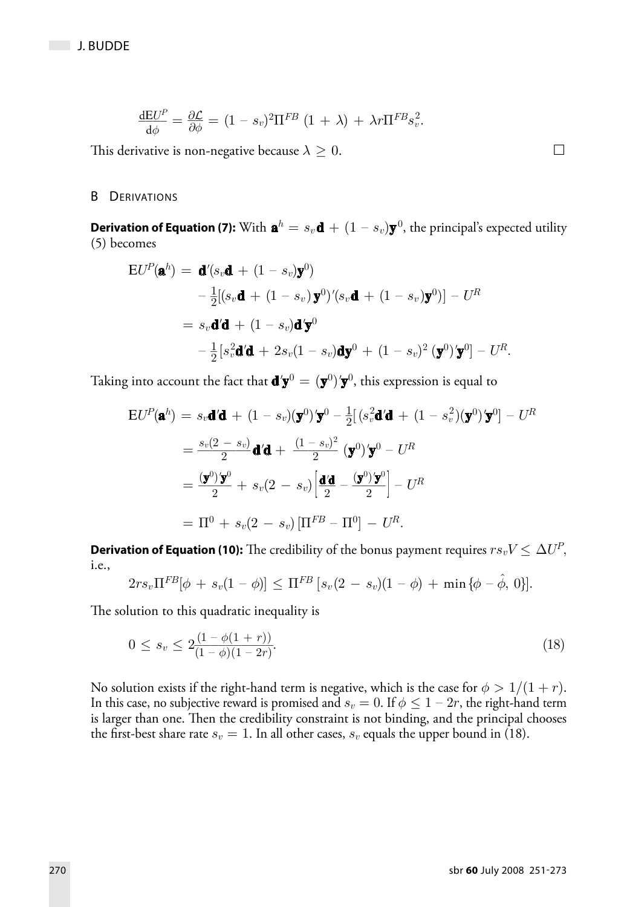$$\frac{\mathrm{d}\mathrm{E}U^P}{\mathrm{d}\phi} = \frac{\partial \mathcal{L}}{\partial \phi} = (1 - s_v)^2 \Pi^{FB}\,(1 + \lambda) + \lambda r \Pi^{FB} s_v^2.$$

This derivative is non-negative because $\lambda \geq 0$. □

## B Derivations

**Derivation of Equation (7):** With $\mathbf{a}^h = s_v \mathbf{d} + (1 - s_v)\mathbf{y}^0$, the principal's expected utility (5) becomes

$$\begin{aligned}
\mathrm{E}U^P(\mathbf{a}^h) &= \mathbf{d}'(s_v \mathbf{d} + (1 - s_v)\mathbf{y}^0) \\
&\quad - \tfrac{1}{2}[(s_v \mathbf{d} + (1 - s_v)\,\mathbf{y}^0)'(s_v \mathbf{d} + (1 - s_v)\mathbf{y}^0)] - U^R \\
&= s_v \mathbf{d}'\mathbf{d} + (1 - s_v)\mathbf{d}'\mathbf{y}^0 \\
&\quad - \tfrac{1}{2}[s_v^2 \mathbf{d}'\mathbf{d} + 2 s_v (1 - s_v)\mathbf{d}\mathbf{y}^0 + (1 - s_v)^2\,(\mathbf{y}^0)'\mathbf{y}^0] - U^R.
\end{aligned}$$

Taking into account the fact that $\mathbf{d}'\mathbf{y}^0 = (\mathbf{y}^0)'\mathbf{y}^0$, this expression is equal to

$$\begin{aligned}
\mathrm{E}U^P(\mathbf{a}^h) &= s_v \mathbf{d}'\mathbf{d} + (1 - s_v)(\mathbf{y}^0)'\mathbf{y}^0 - \tfrac{1}{2}[(s_v^2 \mathbf{d}'\mathbf{d} + (1 - s_v^2)(\mathbf{y}^0)'\mathbf{y}^0] - U^R \\
&= \tfrac{s_v(2 - s_v)}{2}\mathbf{d}'\mathbf{d} + \tfrac{(1 - s_v)^2}{2}\,(\mathbf{y}^0)'\mathbf{y}^0 - U^R \\
&= \tfrac{(\mathbf{y}^0)'\mathbf{y}^0}{2} + s_v(2 - s_v)\Big[\tfrac{\mathbf{d}'\mathbf{d}}{2} - \tfrac{(\mathbf{y}^0)'\mathbf{y}^0}{2}\Big] - U^R \\
&= \Pi^0 + s_v(2 - s_v)\,[\Pi^{FB} - \Pi^0] - U^R.
\end{aligned}$$

**Derivation of Equation (10):** The credibility of the bonus payment requires $r s_v V \leq \Delta U^P$, i.e.,

$$2 r s_v \Pi^{FB}[\phi + s_v(1 - \phi)] \leq \Pi^{FB}\,[s_v(2 - s_v)(1 - \phi) + \min\{\phi - \hat{\phi},\,0\}].$$

The solution to this quadratic inequality is

$$0 \leq s_v \leq 2\frac{(1 - \phi(1 + r))}{(1 - \phi)(1 - 2r)}. \tag{18}$$

No solution exists if the right-hand term is negative, which is the case for $\phi > 1/(1 + r)$. In this case, no subjective reward is promised and $s_v = 0$. If $\phi \leq 1 - 2r$, the right-hand term is larger than one. Then the credibility constraint is not binding, and the principal chooses the first-best share rate $s_v = 1$. In all other cases, $s_v$ equals the upper bound in (18).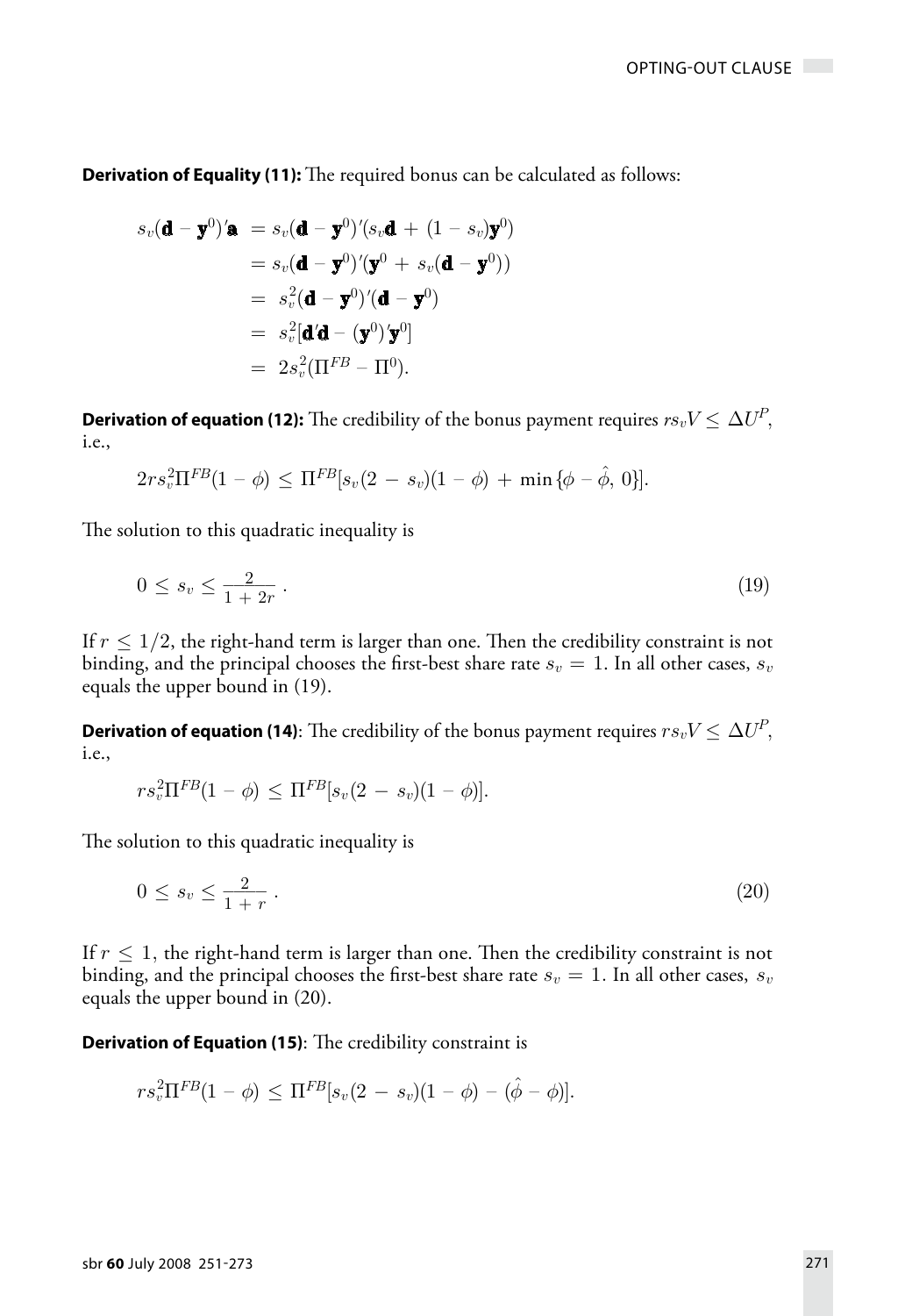**Derivation of Equality (11):** The required bonus can be calculated as follows:

$$
\begin{aligned}
s_v(\mathbf{d} - \mathbf{y}^0)'\mathbf{a} &= s_v(\mathbf{d} - \mathbf{y}^0)'(s_v\mathbf{d} + (1 - s_v)\mathbf{y}^0) \\
&= s_v(\mathbf{d} - \mathbf{y}^0)'(\mathbf{y}^0 + s_v(\mathbf{d} - \mathbf{y}^0)) \\
&= s_v^2(\mathbf{d} - \mathbf{y}^0)'(\mathbf{d} - \mathbf{y}^0) \\
&= s_v^2[\mathbf{d}'\mathbf{d} - (\mathbf{y}^0)'\mathbf{y}^0] \\
&= 2s_v^2(\Pi^{FB} - \Pi^0).
\end{aligned}
$$

**Derivation of equation (12):** The credibility of the bonus payment requires $rs_vV \leq \Delta U^P$, i.e.,

$$
2rs_v^2\Pi^{FB}(1 - \phi) \leq \Pi^{FB}[s_v(2 - s_v)(1 - \phi) + \min\{\phi - \hat{\phi}, 0\}].
$$

The solution to this quadratic inequality is

$$
0 \leq s_v \leq \frac{2}{1 + 2r}\,. \tag{19}
$$

If $r \leq 1/2$, the right-hand term is larger than one. Then the credibility constraint is not binding, and the principal chooses the first-best share rate $s_v = 1$. In all other cases, $s_v$ equals the upper bound in (19).

**Derivation of equation (14)**: The credibility of the bonus payment requires $rs_vV \leq \Delta U^P$, i.e.,

$$
rs_v^2\Pi^{FB}(1 - \phi) \leq \Pi^{FB}[s_v(2 - s_v)(1 - \phi)].
$$

The solution to this quadratic inequality is

$$
0 \leq s_v \leq \frac{2}{1 + r}\,. \tag{20}
$$

If $r \leq 1$, the right-hand term is larger than one. Then the credibility constraint is not binding, and the principal chooses the first-best share rate $s_v = 1$. In all other cases, $s_v$ equals the upper bound in (20).

**Derivation of Equation (15)**: The credibility constraint is

$$
rs_v^2\Pi^{FB}(1 - \phi) \leq \Pi^{FB}[s_v(2 - s_v)(1 - \phi) - (\hat{\phi} - \phi)].
$$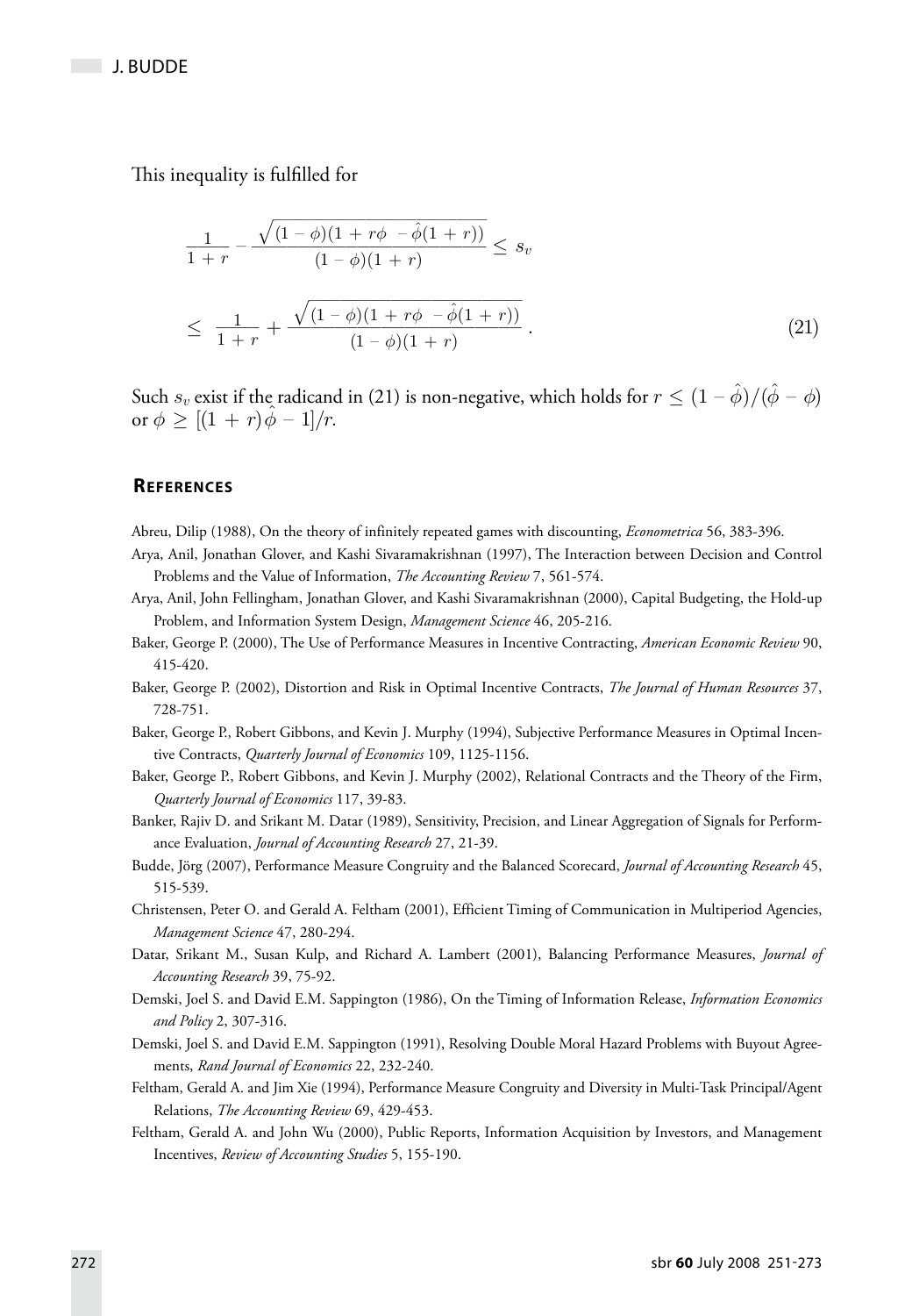This inequality is fulfilled for

$$\frac{1}{1+r} - \frac{\sqrt{(1-\phi)(1+r\phi - \hat{\phi}(1+r))}}{(1-\phi)(1+r)} \leq s_v$$

$$\leq \frac{1}{1+r} + \frac{\sqrt{(1-\phi)(1+r\phi - \hat{\phi}(1+r))}}{(1-\phi)(1+r)}. \tag{21}$$

Such $s_v$ exist if the radicand in (21) is non-negative, which holds for $r \leq (1-\hat{\phi})/(\hat{\phi}-\phi)$ or $\phi \geq [(1+r)\hat{\phi}-1]/r$.

## References

Abreu, Dilip (1988), On the theory of infinitely repeated games with discounting, *Econometrica* 56, 383-396.

Arya, Anil, Jonathan Glover, and Kashi Sivaramakrishnan (1997), The Interaction between Decision and Control Problems and the Value of Information, *The Accounting Review* 7, 561-574.

Arya, Anil, John Fellingham, Jonathan Glover, and Kashi Sivaramakrishnan (2000), Capital Budgeting, the Hold-up Problem, and Information System Design, *Management Science* 46, 205-216.

Baker, George P. (2000), The Use of Performance Measures in Incentive Contracting, *American Economic Review* 90, 415-420.

Baker, George P. (2002), Distortion and Risk in Optimal Incentive Contracts, *The Journal of Human Resources* 37, 728-751.

Baker, George P., Robert Gibbons, and Kevin J. Murphy (1994), Subjective Performance Measures in Optimal Incentive Contracts, *Quarterly Journal of Economics* 109, 1125-1156.

Baker, George P., Robert Gibbons, and Kevin J. Murphy (2002), Relational Contracts and the Theory of the Firm, *Quarterly Journal of Economics* 117, 39-83.

Banker, Rajiv D. and Srikant M. Datar (1989), Sensitivity, Precision, and Linear Aggregation of Signals for Performance Evaluation, *Journal of Accounting Research* 27, 21-39.

Budde, Jörg (2007), Performance Measure Congruity and the Balanced Scorecard, *Journal of Accounting Research* 45, 515-539.

Christensen, Peter O. and Gerald A. Feltham (2001), Efficient Timing of Communication in Multiperiod Agencies, *Management Science* 47, 280-294.

Datar, Srikant M., Susan Kulp, and Richard A. Lambert (2001), Balancing Performance Measures, *Journal of Accounting Research* 39, 75-92.

Demski, Joel S. and David E.M. Sappington (1986), On the Timing of Information Release, *Information Economics and Policy* 2, 307-316.

Demski, Joel S. and David E.M. Sappington (1991), Resolving Double Moral Hazard Problems with Buyout Agreements, *Rand Journal of Economics* 22, 232-240.

Feltham, Gerald A. and Jim Xie (1994), Performance Measure Congruity and Diversity in Multi-Task Principal/Agent Relations, *The Accounting Review* 69, 429-453.

Feltham, Gerald A. and John Wu (2000), Public Reports, Information Acquisition by Investors, and Management Incentives, *Review of Accounting Studies* 5, 155-190.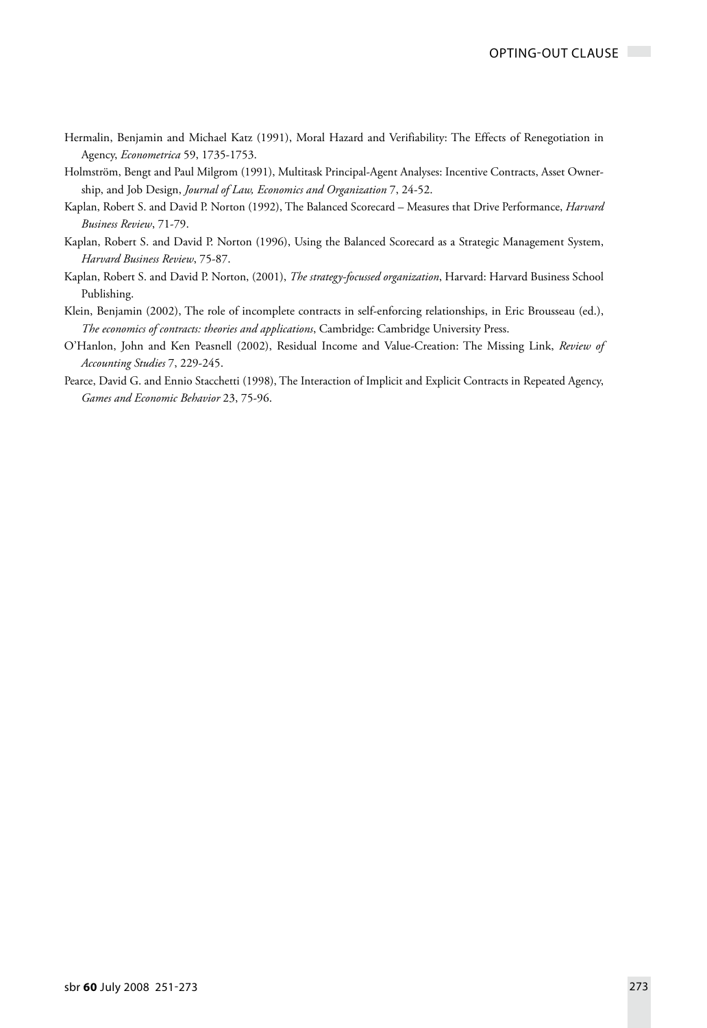Hermalin, Benjamin and Michael Katz (1991), Moral Hazard and Verifiability: The Effects of Renegotiation in Agency, *Econometrica* 59, 1735-1753.

Holmström, Bengt and Paul Milgrom (1991), Multitask Principal-Agent Analyses: Incentive Contracts, Asset Ownership, and Job Design, *Journal of Law, Economics and Organization* 7, 24-52.

Kaplan, Robert S. and David P. Norton (1992), The Balanced Scorecard – Measures that Drive Performance, *Harvard Business Review*, 71-79.

Kaplan, Robert S. and David P. Norton (1996), Using the Balanced Scorecard as a Strategic Management System, *Harvard Business Review*, 75-87.

Kaplan, Robert S. and David P. Norton, (2001), *The strategy-focussed organization*, Harvard: Harvard Business School Publishing.

Klein, Benjamin (2002), The role of incomplete contracts in self-enforcing relationships, in Eric Brousseau (ed.), *The economics of contracts: theories and applications*, Cambridge: Cambridge University Press.

O'Hanlon, John and Ken Peasnell (2002), Residual Income and Value-Creation: The Missing Link, *Review of Accounting Studies* 7, 229-245.

Pearce, David G. and Ennio Stacchetti (1998), The Interaction of Implicit and Explicit Contracts in Repeated Agency, *Games and Economic Behavior* 23, 75-96.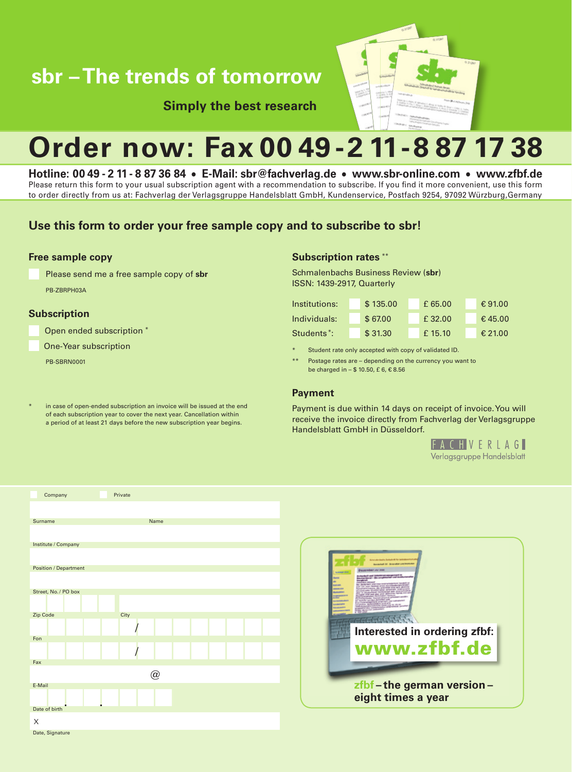# sbr – The trends of tomorrow

**Simply the best research**

# Order now: Fax 00 49 - 2 11 - 8 87 17 38

**Hotline: 00 49 - 2 11 - 8 87 36 84 • E-Mail: sbr@fachverlag.de • www.sbr-online.com • www.zfbf.de**

Please return this form to your usual subscription agent with a recommendation to subscribe. If you find it more convenient, use this form to order directly from us at: Fachverlag der Verlagsgruppe Handelsblatt GmbH, Kundenservice, Postfach 9254, 97092 Würzburg, Germany

## Use this form to order your free sample copy and to subscribe to sbr!

### Free sample copy

- Please send me a free sample copy of **sbr**

PB-ZBRPH03A

### Subscription

- Open ended subscription *
- One-Year subscription

PB-SBRN0001

\* in case of open-ended subscription an invoice will be issued at the end of each subscription year to cover the next year. Cancellation within a period of at least 21 days before the new subscription year begins.

### Subscription rates **

Schmalenbachs Business Review (**sbr**)
ISSN: 1439-2917, Quarterly

| | | | |
|---|---|---|---|
| Institutions: | $ 135.00 | £ 65.00 | € 91.00 |
| Individuals: | $ 67.00 | £ 32.00 | € 45.00 |
| Students*: | $ 31.30 | £ 15.10 | € 21.00 |

\* Student rate only accepted with copy of validated ID.

\*\* Postage rates are – depending on the currency you want to be charged in – $ 10.50, £ 6, € 8.56

### Payment

Payment is due within 14 days on receipt of invoice. You will receive the invoice directly from Fachverlag der Verlagsgruppe Handelsblatt GmbH in Düsseldorf.

FACHVERLAG
Verlagsgruppe Handelsblatt

Company Private

Surname Name

Institute / Company

Position / Department

Street, No. / PO box

Zip Code City

Fon

Fax

E-Mail

Date of birth

X

Date, Signature

**Interested in ordering zfbf:**
**www.zfbf.de**

**zfbf – the german version – eight times a year**